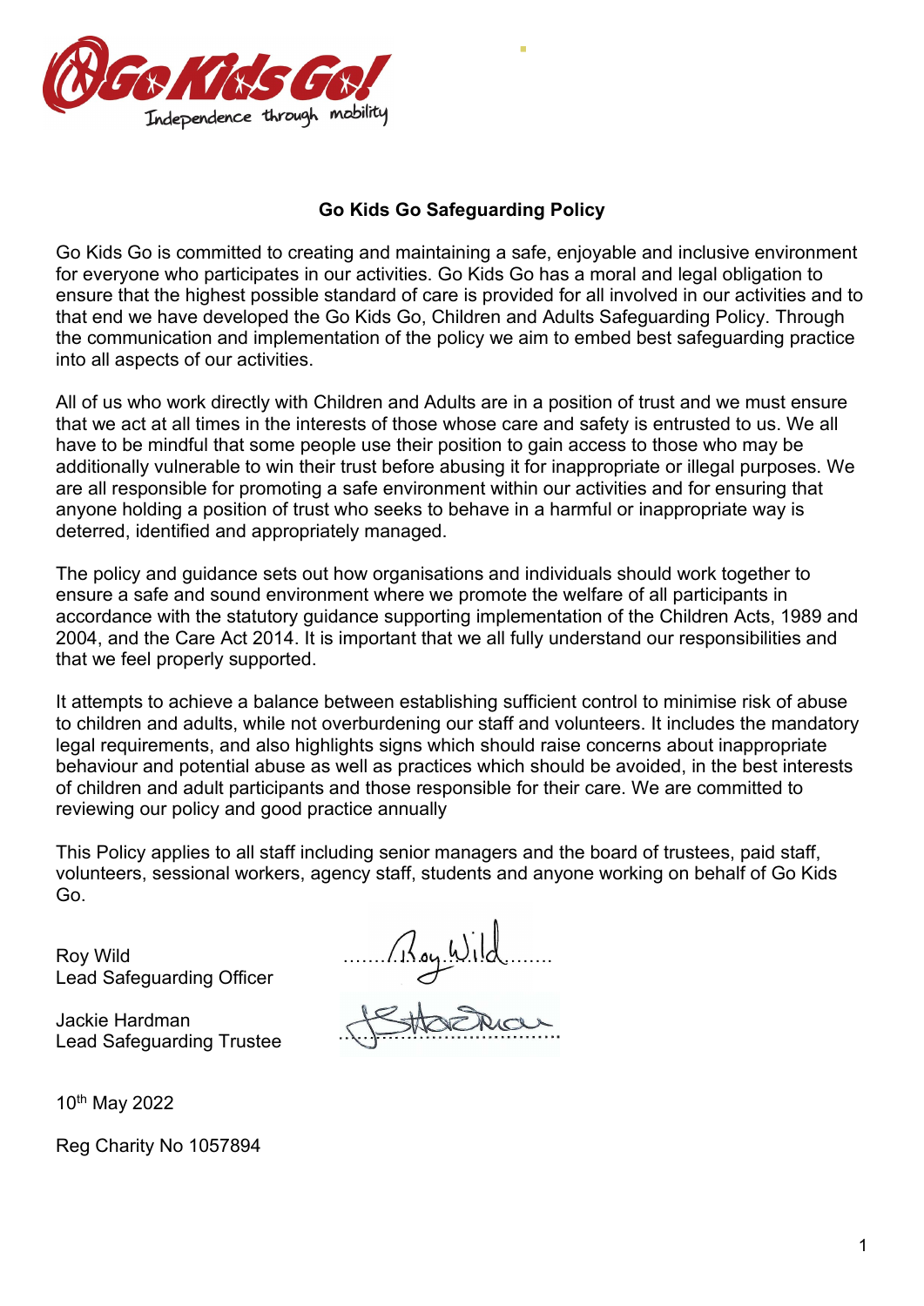# Go Kids Go Safeguarding Policy

Go Kids Go is committed to creating and maintaining a safe, enjoyable and inclusive environment for everyone who participates in our activities. Go Kids Go has a moral and legal obligation to ensure that the highest possible standard of care is provided for all involved in our activities and to that end we have developed the Go Kids Go, Children and Adults Safeguarding Policy. Through the communication and implementation of the policy we aim to embed best safeguarding practice into all aspects of our activities.

All of us who work directly with Children and Adults are in a position of trust and we must ensure that we act at all times in the interests of those whose care and safety is entrusted to us. We all have to be mindful that some people use their position to gain access to those who may be additionally vulnerable to win their trust before abusing it for inappropriate or illegal purposes. We are all responsible for promoting a safe environment within our activities and for ensuring that anyone holding a position of trust who seeks to behave in a harmful or inappropriate way is deterred, identified and appropriately managed.

The policy and guidance sets out how organisations and individuals should work together to ensure a safe and sound environment where we promote the welfare of all participants in accordance with the statutory guidance supporting implementation of the Children Acts, 1989 and 2004, and the Care Act 2014. It is important that we all fully understand our responsibilities and that we feel properly supported.

It attempts to achieve a balance between establishing sufficient control to minimise risk of abuse to children and adults, while not overburdening our staff and volunteers. It includes the mandatory legal requirements, and also highlights signs which should raise concerns about inappropriate behaviour and potential abuse as well as practices which should be avoided, in the best interests of children and adult participants and those responsible for their care. We are committed to reviewing our policy and good practice annually

This Policy applies to all staff including senior managers and the board of trustees, paid staff, volunteers, sessional workers, agency staff, students and anyone working on behalf of Go Kids Go.

Roy Wild
Lead Safeguarding Officer

Jackie Hardman
Lead Safeguarding Trustee

10th May 2022

Reg Charity No 1057894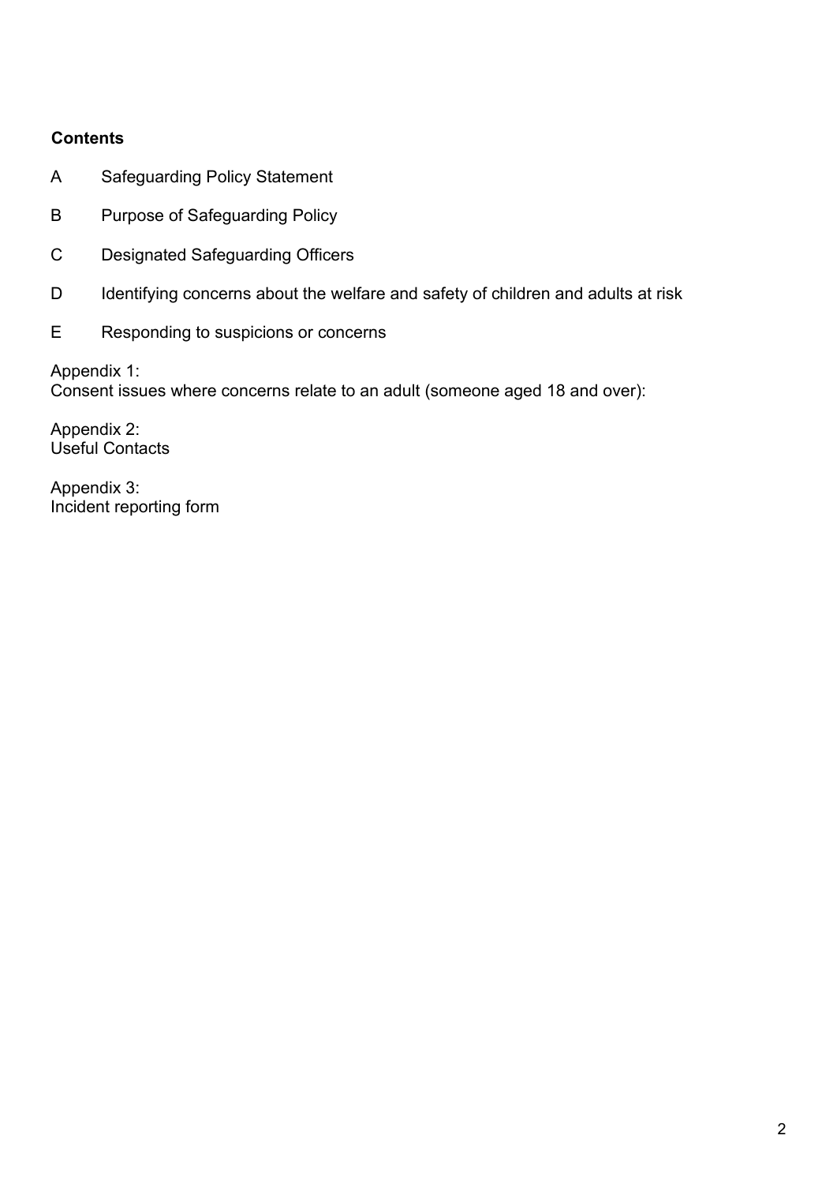**Contents**

A Safeguarding Policy Statement

B Purpose of Safeguarding Policy

C Designated Safeguarding Officers

D Identifying concerns about the welfare and safety of children and adults at risk

E Responding to suspicions or concerns

Appendix 1:
Consent issues where concerns relate to an adult (someone aged 18 and over):

Appendix 2:
Useful Contacts

Appendix 3:
Incident reporting form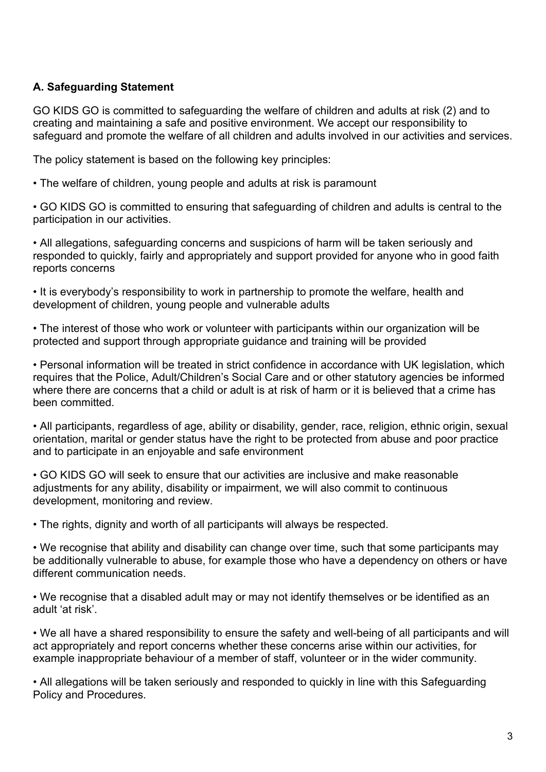## A. Safeguarding Statement

GO KIDS GO is committed to safeguarding the welfare of children and adults at risk (2) and to creating and maintaining a safe and positive environment. We accept our responsibility to safeguard and promote the welfare of all children and adults involved in our activities and services.

The policy statement is based on the following key principles:

- The welfare of children, young people and adults at risk is paramount

- GO KIDS GO is committed to ensuring that safeguarding of children and adults is central to the participation in our activities.

- All allegations, safeguarding concerns and suspicions of harm will be taken seriously and responded to quickly, fairly and appropriately and support provided for anyone who in good faith reports concerns

- It is everybody's responsibility to work in partnership to promote the welfare, health and development of children, young people and vulnerable adults

- The interest of those who work or volunteer with participants within our organization will be protected and support through appropriate guidance and training will be provided

- Personal information will be treated in strict confidence in accordance with UK legislation, which requires that the Police, Adult/Children's Social Care and or other statutory agencies be informed where there are concerns that a child or adult is at risk of harm or it is believed that a crime has been committed.

- All participants, regardless of age, ability or disability, gender, race, religion, ethnic origin, sexual orientation, marital or gender status have the right to be protected from abuse and poor practice and to participate in an enjoyable and safe environment

- GO KIDS GO will seek to ensure that our activities are inclusive and make reasonable adjustments for any ability, disability or impairment, we will also commit to continuous development, monitoring and review.

- The rights, dignity and worth of all participants will always be respected.

- We recognise that ability and disability can change over time, such that some participants may be additionally vulnerable to abuse, for example those who have a dependency on others or have different communication needs.

- We recognise that a disabled adult may or may not identify themselves or be identified as an adult 'at risk'.

- We all have a shared responsibility to ensure the safety and well-being of all participants and will act appropriately and report concerns whether these concerns arise within our activities, for example inappropriate behaviour of a member of staff, volunteer or in the wider community.

- All allegations will be taken seriously and responded to quickly in line with this Safeguarding Policy and Procedures.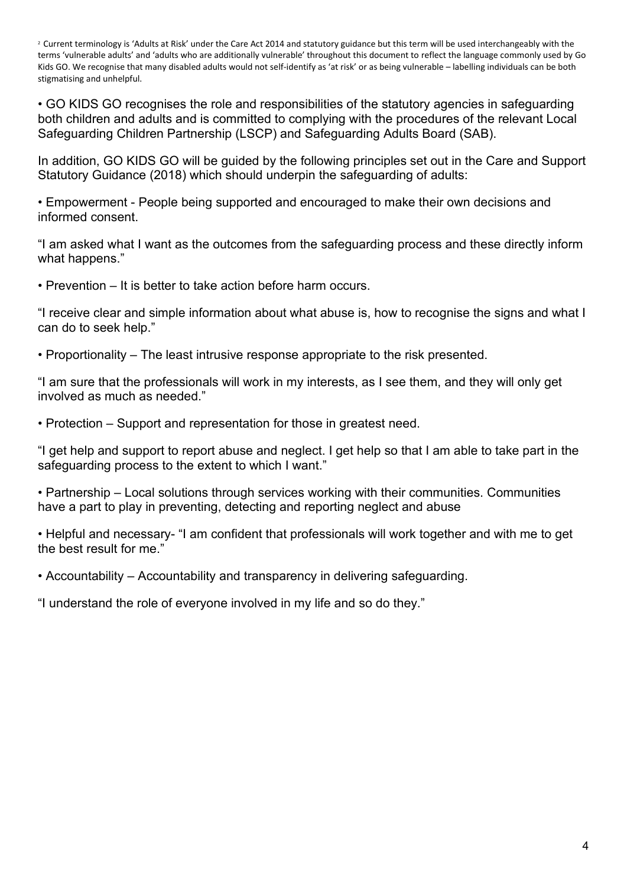[2] Current terminology is 'Adults at Risk' under the Care Act 2014 and statutory guidance but this term will be used interchangeably with the terms 'vulnerable adults' and 'adults who are additionally vulnerable' throughout this document to reflect the language commonly used by Go Kids GO. We recognise that many disabled adults would not self-identify as 'at risk' or as being vulnerable – labelling individuals can be both stigmatising and unhelpful.

• GO KIDS GO recognises the role and responsibilities of the statutory agencies in safeguarding both children and adults and is committed to complying with the procedures of the relevant Local Safeguarding Children Partnership (LSCP) and Safeguarding Adults Board (SAB).

In addition, GO KIDS GO will be guided by the following principles set out in the Care and Support Statutory Guidance (2018) which should underpin the safeguarding of adults:

• Empowerment - People being supported and encouraged to make their own decisions and informed consent.

"I am asked what I want as the outcomes from the safeguarding process and these directly inform what happens."

• Prevention – It is better to take action before harm occurs.

"I receive clear and simple information about what abuse is, how to recognise the signs and what I can do to seek help."

• Proportionality – The least intrusive response appropriate to the risk presented.

"I am sure that the professionals will work in my interests, as I see them, and they will only get involved as much as needed."

• Protection – Support and representation for those in greatest need.

"I get help and support to report abuse and neglect. I get help so that I am able to take part in the safeguarding process to the extent to which I want."

• Partnership – Local solutions through services working with their communities. Communities have a part to play in preventing, detecting and reporting neglect and abuse

• Helpful and necessary- "I am confident that professionals will work together and with me to get the best result for me."

• Accountability – Accountability and transparency in delivering safeguarding.

"I understand the role of everyone involved in my life and so do they."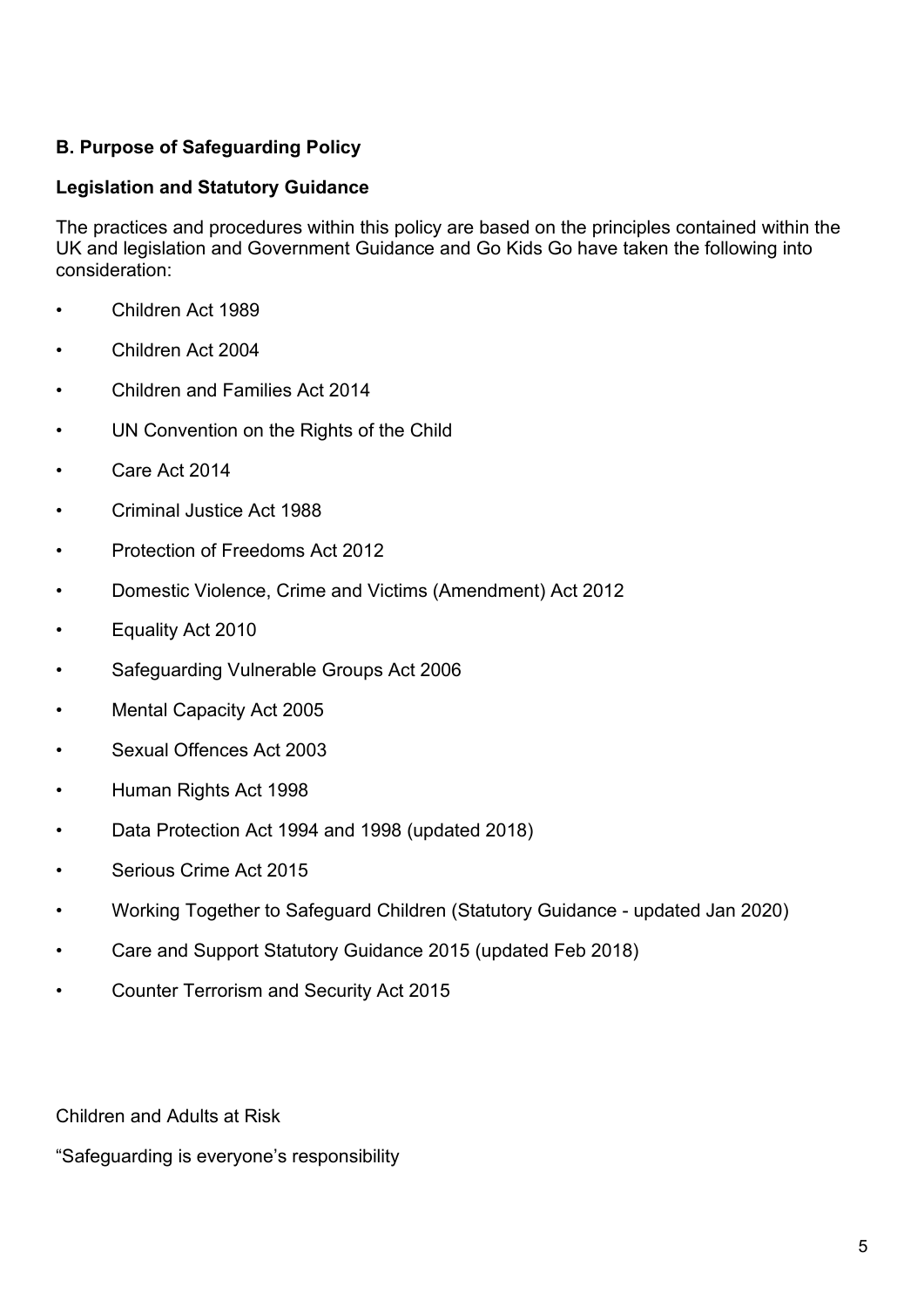**B. Purpose of Safeguarding Policy**

**Legislation and Statutory Guidance**

The practices and procedures within this policy are based on the principles contained within the UK and legislation and Government Guidance and Go Kids Go have taken the following into consideration:

- Children Act 1989
- Children Act 2004
- Children and Families Act 2014
- UN Convention on the Rights of the Child
- Care Act 2014
- Criminal Justice Act 1988
- Protection of Freedoms Act 2012
- Domestic Violence, Crime and Victims (Amendment) Act 2012
- Equality Act 2010
- Safeguarding Vulnerable Groups Act 2006
- Mental Capacity Act 2005
- Sexual Offences Act 2003
- Human Rights Act 1998
- Data Protection Act 1994 and 1998 (updated 2018)
- Serious Crime Act 2015
- Working Together to Safeguard Children (Statutory Guidance - updated Jan 2020)
- Care and Support Statutory Guidance 2015 (updated Feb 2018)
- Counter Terrorism and Security Act 2015

Children and Adults at Risk

“Safeguarding is everyone’s responsibility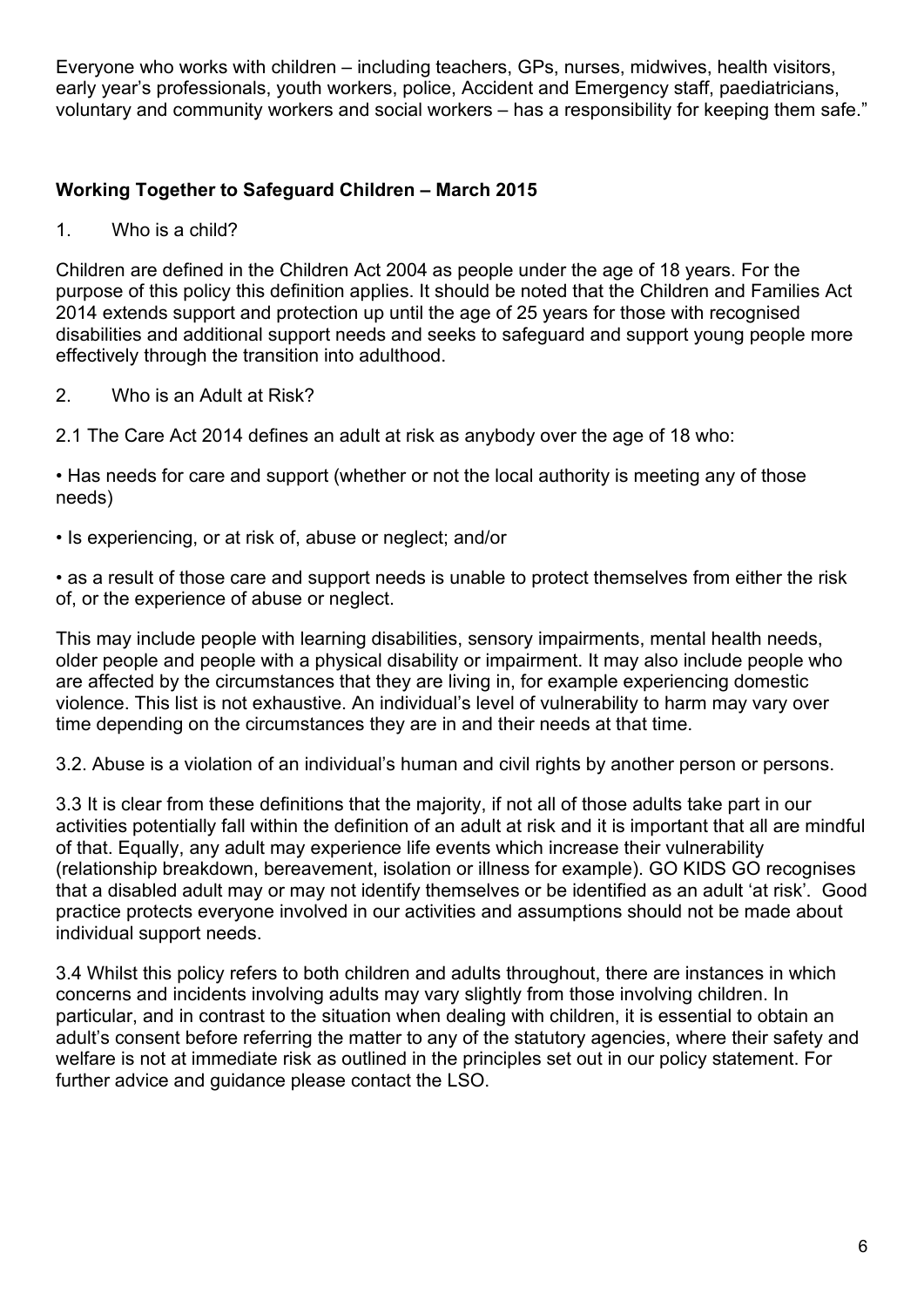Everyone who works with children – including teachers, GPs, nurses, midwives, health visitors, early year's professionals, youth workers, police, Accident and Emergency staff, paediatricians, voluntary and community workers and social workers – has a responsibility for keeping them safe."

**Working Together to Safeguard Children – March 2015**

1. Who is a child?

Children are defined in the Children Act 2004 as people under the age of 18 years. For the purpose of this policy this definition applies. It should be noted that the Children and Families Act 2014 extends support and protection up until the age of 25 years for those with recognised disabilities and additional support needs and seeks to safeguard and support young people more effectively through the transition into adulthood.

2. Who is an Adult at Risk?

2.1 The Care Act 2014 defines an adult at risk as anybody over the age of 18 who:

• Has needs for care and support (whether or not the local authority is meeting any of those needs)

• Is experiencing, or at risk of, abuse or neglect; and/or

• as a result of those care and support needs is unable to protect themselves from either the risk of, or the experience of abuse or neglect.

This may include people with learning disabilities, sensory impairments, mental health needs, older people and people with a physical disability or impairment. It may also include people who are affected by the circumstances that they are living in, for example experiencing domestic violence. This list is not exhaustive. An individual's level of vulnerability to harm may vary over time depending on the circumstances they are in and their needs at that time.

3.2. Abuse is a violation of an individual's human and civil rights by another person or persons.

3.3 It is clear from these definitions that the majority, if not all of those adults take part in our activities potentially fall within the definition of an adult at risk and it is important that all are mindful of that. Equally, any adult may experience life events which increase their vulnerability (relationship breakdown, bereavement, isolation or illness for example). GO KIDS GO recognises that a disabled adult may or may not identify themselves or be identified as an adult 'at risk'. Good practice protects everyone involved in our activities and assumptions should not be made about individual support needs.

3.4 Whilst this policy refers to both children and adults throughout, there are instances in which concerns and incidents involving adults may vary slightly from those involving children. In particular, and in contrast to the situation when dealing with children, it is essential to obtain an adult's consent before referring the matter to any of the statutory agencies, where their safety and welfare is not at immediate risk as outlined in the principles set out in our policy statement. For further advice and guidance please contact the LSO.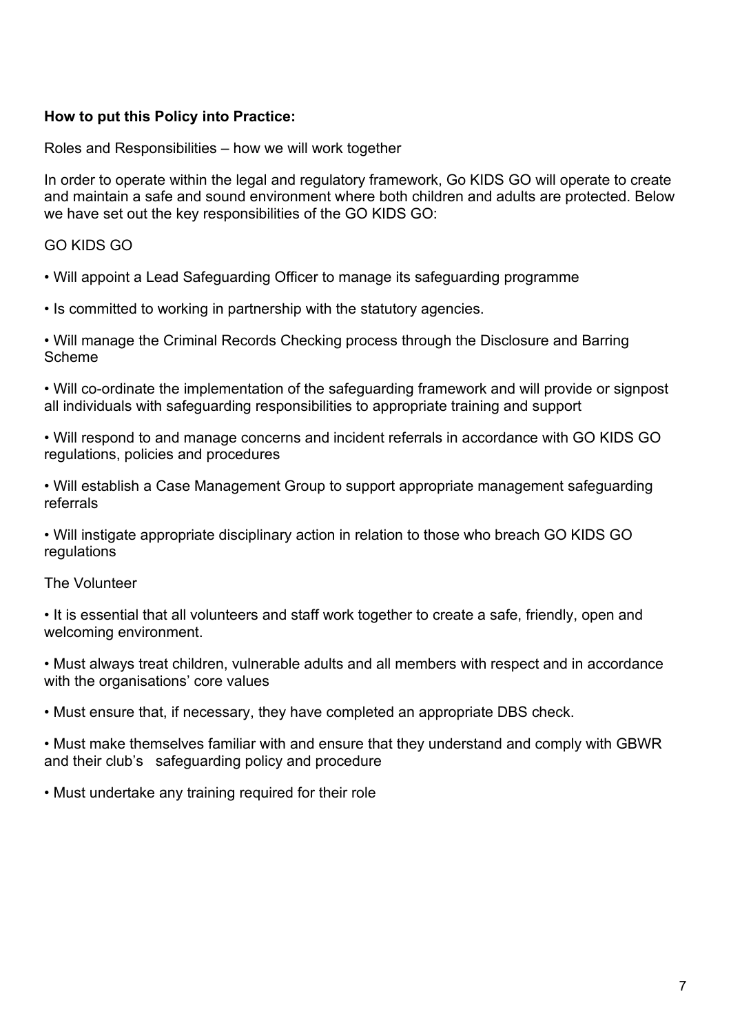**How to put this Policy into Practice:**

Roles and Responsibilities – how we will work together

In order to operate within the legal and regulatory framework, Go KIDS GO will operate to create and maintain a safe and sound environment where both children and adults are protected. Below we have set out the key responsibilities of the GO KIDS GO:

GO KIDS GO

- Will appoint a Lead Safeguarding Officer to manage its safeguarding programme
- Is committed to working in partnership with the statutory agencies.
- Will manage the Criminal Records Checking process through the Disclosure and Barring Scheme
- Will co-ordinate the implementation of the safeguarding framework and will provide or signpost all individuals with safeguarding responsibilities to appropriate training and support
- Will respond to and manage concerns and incident referrals in accordance with GO KIDS GO regulations, policies and procedures
- Will establish a Case Management Group to support appropriate management safeguarding referrals
- Will instigate appropriate disciplinary action in relation to those who breach GO KIDS GO regulations

The Volunteer

- It is essential that all volunteers and staff work together to create a safe, friendly, open and welcoming environment.
- Must always treat children, vulnerable adults and all members with respect and in accordance with the organisations' core values
- Must ensure that, if necessary, they have completed an appropriate DBS check.
- Must make themselves familiar with and ensure that they understand and comply with GBWR and their club's safeguarding policy and procedure
- Must undertake any training required for their role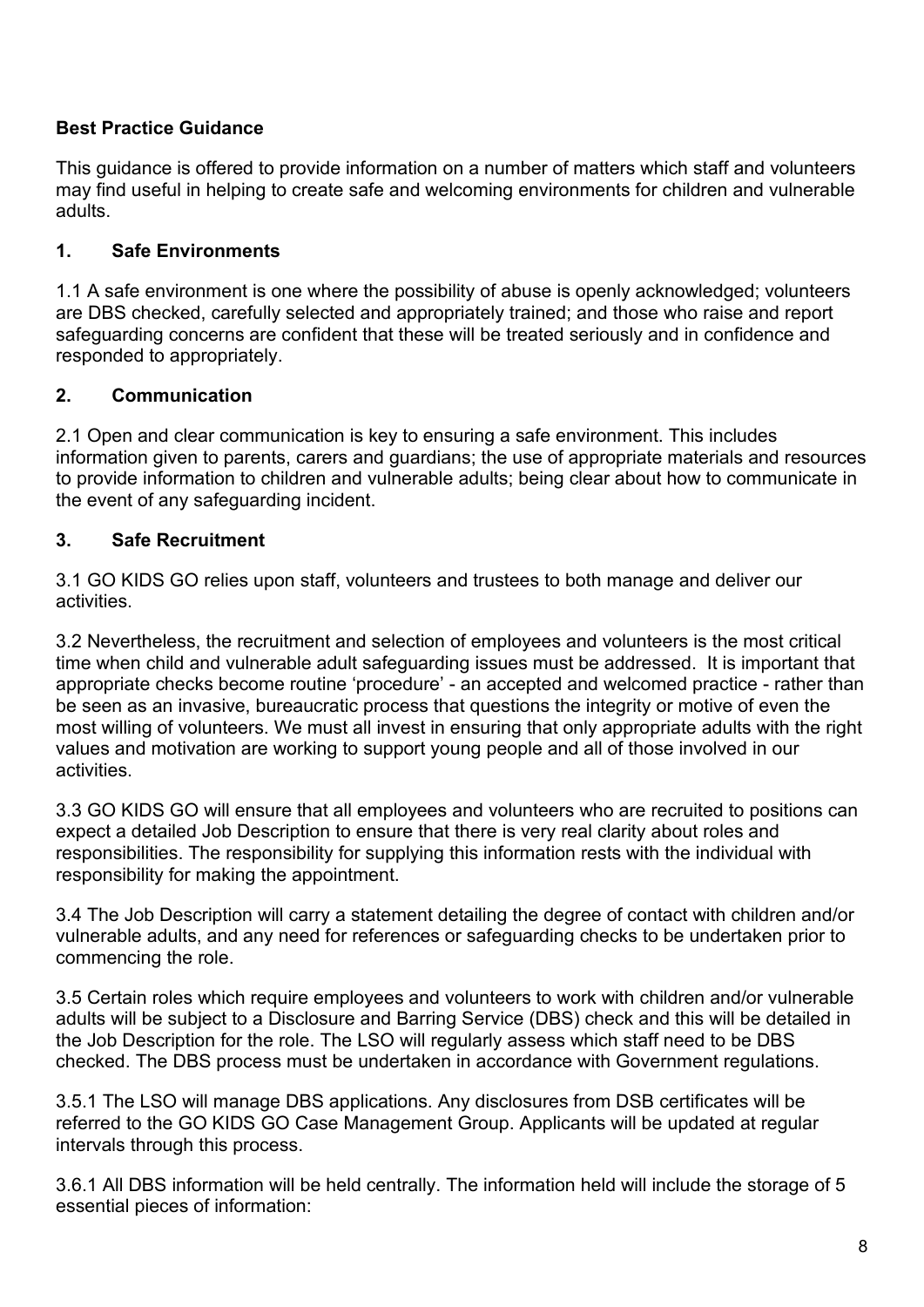**Best Practice Guidance**

This guidance is offered to provide information on a number of matters which staff and volunteers may find useful in helping to create safe and welcoming environments for children and vulnerable adults.

## 1. Safe Environments

1.1 A safe environment is one where the possibility of abuse is openly acknowledged; volunteers are DBS checked, carefully selected and appropriately trained; and those who raise and report safeguarding concerns are confident that these will be treated seriously and in confidence and responded to appropriately.

## 2. Communication

2.1 Open and clear communication is key to ensuring a safe environment. This includes information given to parents, carers and guardians; the use of appropriate materials and resources to provide information to children and vulnerable adults; being clear about how to communicate in the event of any safeguarding incident.

## 3. Safe Recruitment

3.1 GO KIDS GO relies upon staff, volunteers and trustees to both manage and deliver our activities.

3.2 Nevertheless, the recruitment and selection of employees and volunteers is the most critical time when child and vulnerable adult safeguarding issues must be addressed. It is important that appropriate checks become routine 'procedure' - an accepted and welcomed practice - rather than be seen as an invasive, bureaucratic process that questions the integrity or motive of even the most willing of volunteers. We must all invest in ensuring that only appropriate adults with the right values and motivation are working to support young people and all of those involved in our activities.

3.3 GO KIDS GO will ensure that all employees and volunteers who are recruited to positions can expect a detailed Job Description to ensure that there is very real clarity about roles and responsibilities. The responsibility for supplying this information rests with the individual with responsibility for making the appointment.

3.4 The Job Description will carry a statement detailing the degree of contact with children and/or vulnerable adults, and any need for references or safeguarding checks to be undertaken prior to commencing the role.

3.5 Certain roles which require employees and volunteers to work with children and/or vulnerable adults will be subject to a Disclosure and Barring Service (DBS) check and this will be detailed in the Job Description for the role. The LSO will regularly assess which staff need to be DBS checked. The DBS process must be undertaken in accordance with Government regulations.

3.5.1 The LSO will manage DBS applications. Any disclosures from DSB certificates will be referred to the GO KIDS GO Case Management Group. Applicants will be updated at regular intervals through this process.

3.6.1 All DBS information will be held centrally. The information held will include the storage of 5 essential pieces of information: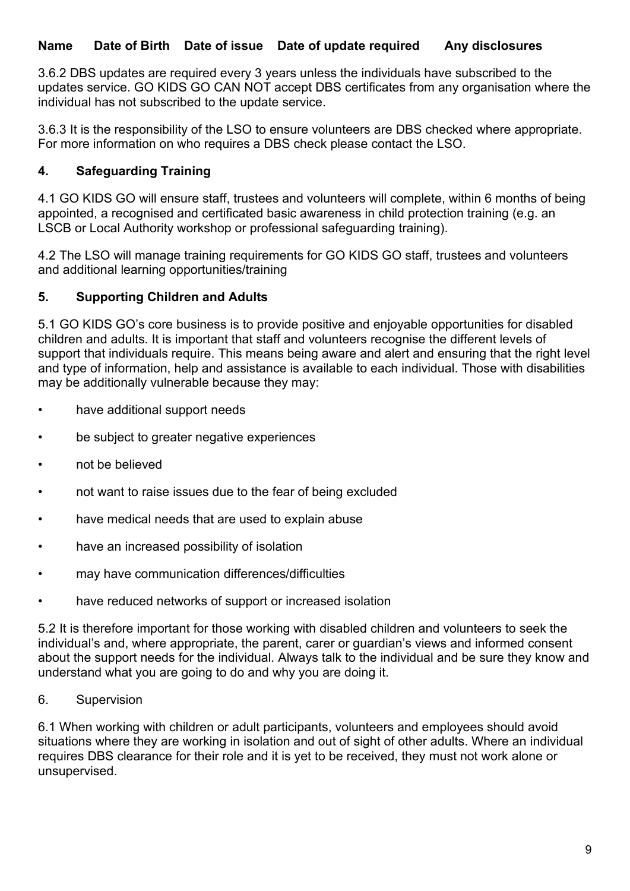| Name | Date of Birth | Date of issue | Date of update required | Any disclosures |
| --- | --- | --- | --- | --- |

3.6.2 DBS updates are required every 3 years unless the individuals have subscribed to the updates service. GO KIDS GO CAN NOT accept DBS certificates from any organisation where the individual has not subscribed to the update service.

3.6.3 It is the responsibility of the LSO to ensure volunteers are DBS checked where appropriate. For more information on who requires a DBS check please contact the LSO.

## 4. Safeguarding Training

4.1 GO KIDS GO will ensure staff, trustees and volunteers will complete, within 6 months of being appointed, a recognised and certificated basic awareness in child protection training (e.g. an LSCB or Local Authority workshop or professional safeguarding training).

4.2 The LSO will manage training requirements for GO KIDS GO staff, trustees and volunteers and additional learning opportunities/training

## 5. Supporting Children and Adults

5.1 GO KIDS GO's core business is to provide positive and enjoyable opportunities for disabled children and adults. It is important that staff and volunteers recognise the different levels of support that individuals require. This means being aware and alert and ensuring that the right level and type of information, help and assistance is available to each individual. Those with disabilities may be additionally vulnerable because they may:

- have additional support needs
- be subject to greater negative experiences
- not be believed
- not want to raise issues due to the fear of being excluded
- have medical needs that are used to explain abuse
- have an increased possibility of isolation
- may have communication differences/difficulties
- have reduced networks of support or increased isolation

5.2 It is therefore important for those working with disabled children and volunteers to seek the individual's and, where appropriate, the parent, carer or guardian's views and informed consent about the support needs for the individual. Always talk to the individual and be sure they know and understand what you are going to do and why you are doing it.

6. Supervision

6.1 When working with children or adult participants, volunteers and employees should avoid situations where they are working in isolation and out of sight of other adults. Where an individual requires DBS clearance for their role and it is yet to be received, they must not work alone or unsupervised.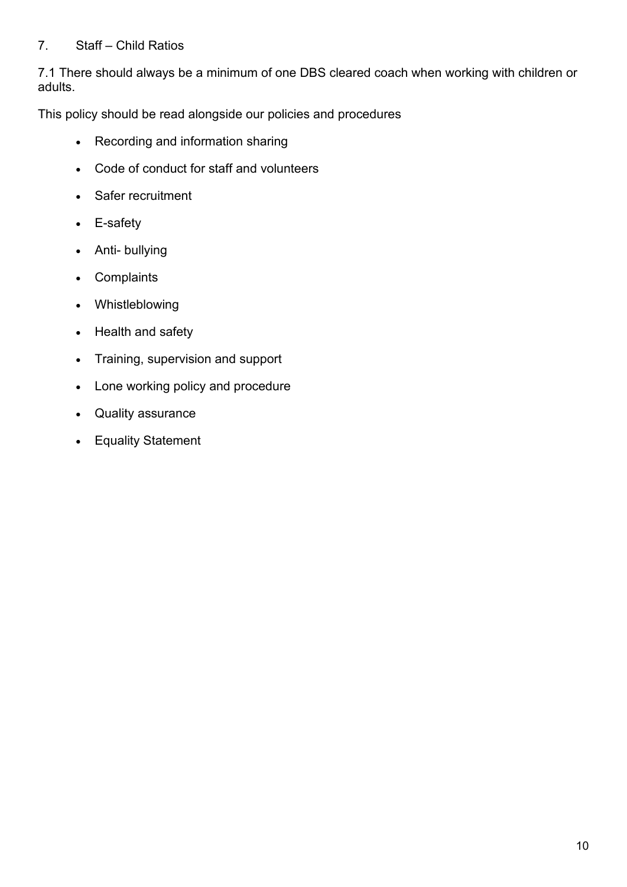## 7. Staff – Child Ratios

7.1 There should always be a minimum of one DBS cleared coach when working with children or adults.

This policy should be read alongside our policies and procedures

- Recording and information sharing
- Code of conduct for staff and volunteers
- Safer recruitment
- E-safety
- Anti- bullying
- Complaints
- Whistleblowing
- Health and safety
- Training, supervision and support
- Lone working policy and procedure
- Quality assurance
- Equality Statement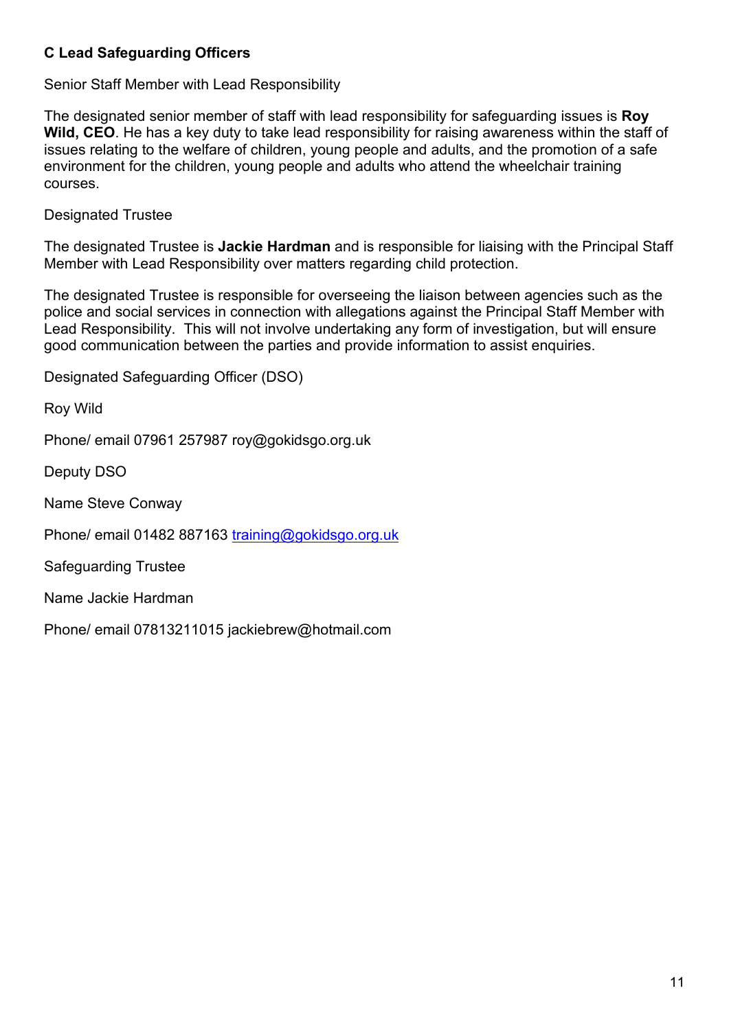### C Lead Safeguarding Officers

Senior Staff Member with Lead Responsibility

The designated senior member of staff with lead responsibility for safeguarding issues is **Roy Wild, CEO**. He has a key duty to take lead responsibility for raising awareness within the staff of issues relating to the welfare of children, young people and adults, and the promotion of a safe environment for the children, young people and adults who attend the wheelchair training courses.

Designated Trustee

The designated Trustee is **Jackie Hardman** and is responsible for liaising with the Principal Staff Member with Lead Responsibility over matters regarding child protection.

The designated Trustee is responsible for overseeing the liaison between agencies such as the police and social services in connection with allegations against the Principal Staff Member with Lead Responsibility. This will not involve undertaking any form of investigation, but will ensure good communication between the parties and provide information to assist enquiries.

Designated Safeguarding Officer (DSO)

Roy Wild

Phone/ email 07961 257987 roy@gokidsgo.org.uk

Deputy DSO

Name Steve Conway

Phone/ email 01482 887163 training@gokidsgo.org.uk

Safeguarding Trustee

Name Jackie Hardman

Phone/ email 07813211015 jackiebrew@hotmail.com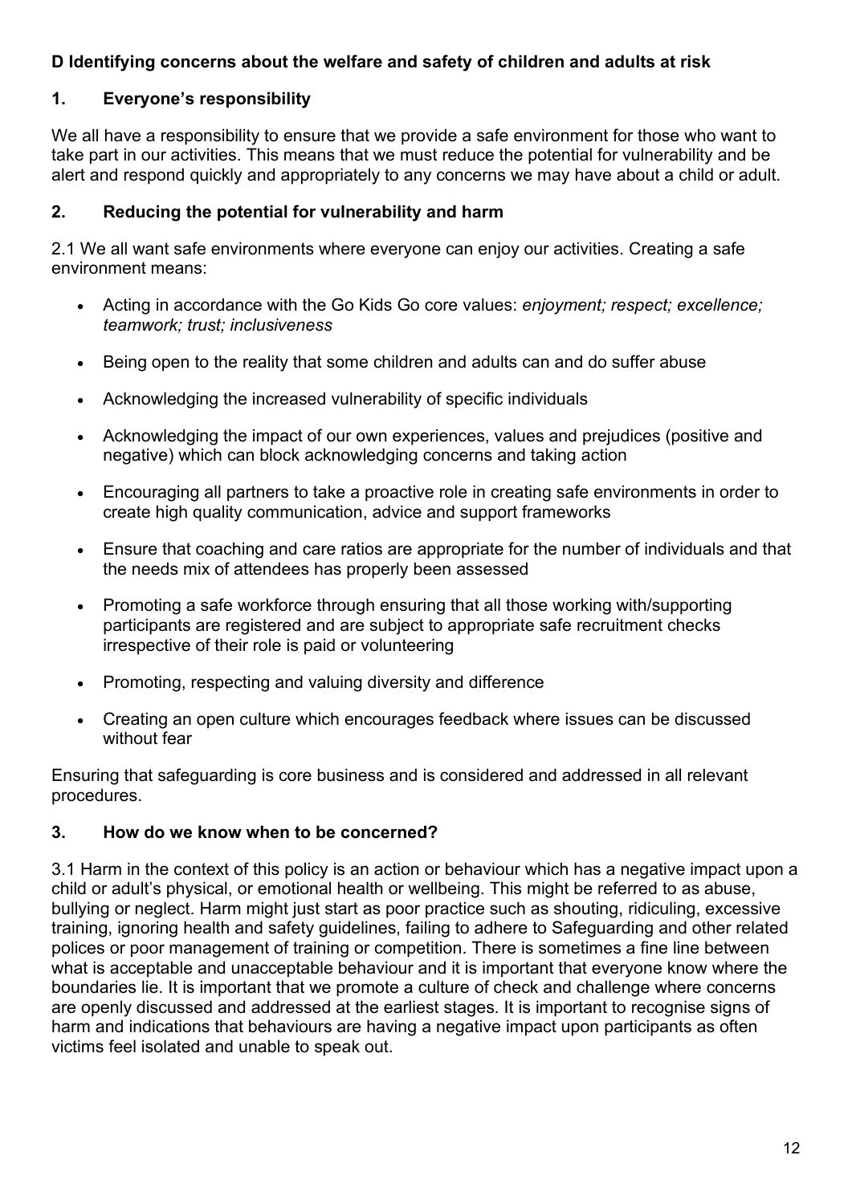## D Identifying concerns about the welfare and safety of children and adults at risk

### 1. Everyone's responsibility

We all have a responsibility to ensure that we provide a safe environment for those who want to take part in our activities. This means that we must reduce the potential for vulnerability and be alert and respond quickly and appropriately to any concerns we may have about a child or adult.

### 2. Reducing the potential for vulnerability and harm

2.1 We all want safe environments where everyone can enjoy our activities. Creating a safe environment means:

- Acting in accordance with the Go Kids Go core values: *enjoyment; respect; excellence; teamwork; trust; inclusiveness*
- Being open to the reality that some children and adults can and do suffer abuse
- Acknowledging the increased vulnerability of specific individuals
- Acknowledging the impact of our own experiences, values and prejudices (positive and negative) which can block acknowledging concerns and taking action
- Encouraging all partners to take a proactive role in creating safe environments in order to create high quality communication, advice and support frameworks
- Ensure that coaching and care ratios are appropriate for the number of individuals and that the needs mix of attendees has properly been assessed
- Promoting a safe workforce through ensuring that all those working with/supporting participants are registered and are subject to appropriate safe recruitment checks irrespective of their role is paid or volunteering
- Promoting, respecting and valuing diversity and difference
- Creating an open culture which encourages feedback where issues can be discussed without fear

Ensuring that safeguarding is core business and is considered and addressed in all relevant procedures.

### 3. How do we know when to be concerned?

3.1 Harm in the context of this policy is an action or behaviour which has a negative impact upon a child or adult's physical, or emotional health or wellbeing. This might be referred to as abuse, bullying or neglect. Harm might just start as poor practice such as shouting, ridiculing, excessive training, ignoring health and safety guidelines, failing to adhere to Safeguarding and other related polices or poor management of training or competition. There is sometimes a fine line between what is acceptable and unacceptable behaviour and it is important that everyone know where the boundaries lie. It is important that we promote a culture of check and challenge where concerns are openly discussed and addressed at the earliest stages. It is important to recognise signs of harm and indications that behaviours are having a negative impact upon participants as often victims feel isolated and unable to speak out.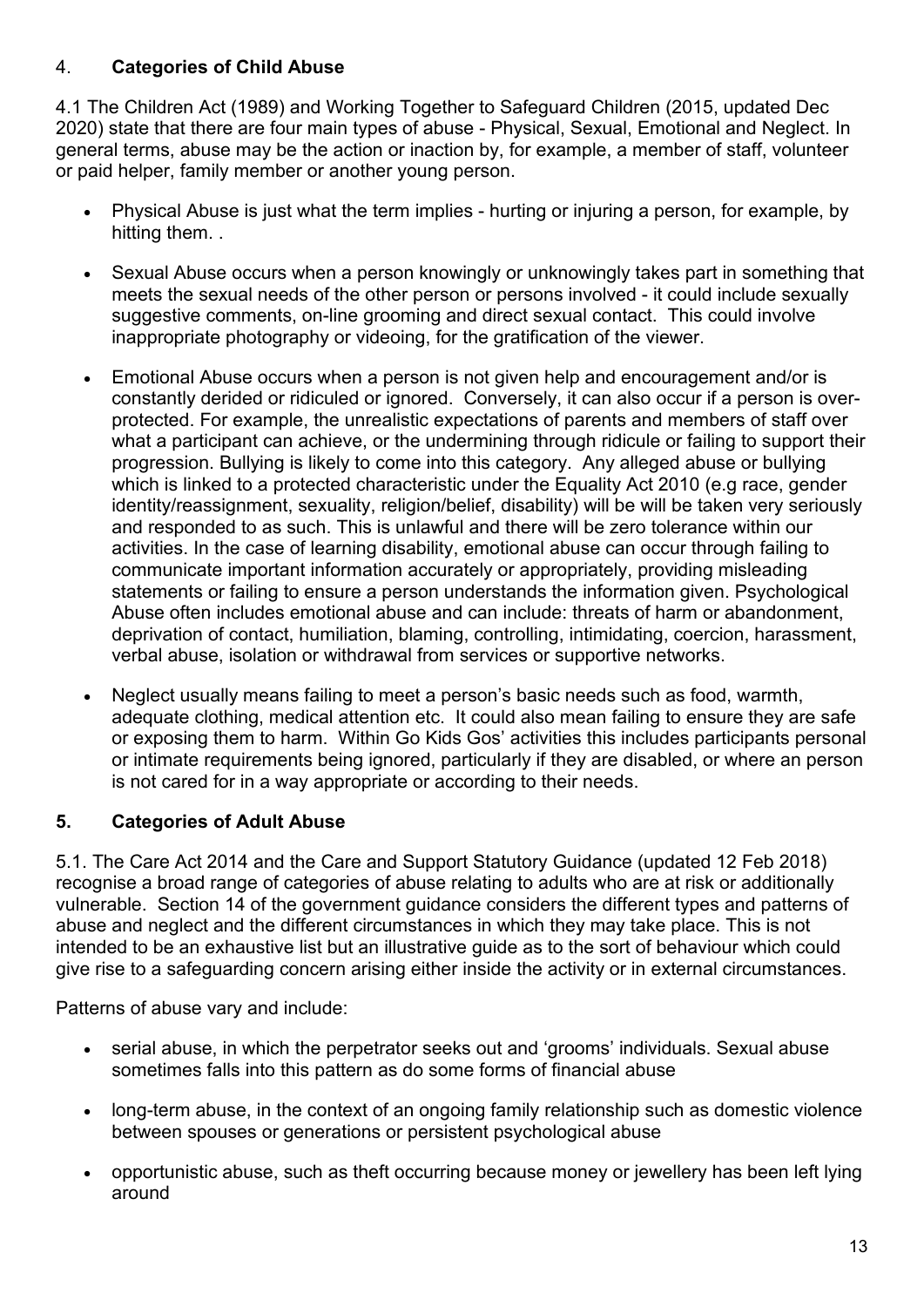## 4. **Categories of Child Abuse**

4.1 The Children Act (1989) and Working Together to Safeguard Children (2015, updated Dec 2020) state that there are four main types of abuse - Physical, Sexual, Emotional and Neglect. In general terms, abuse may be the action or inaction by, for example, a member of staff, volunteer or paid helper, family member or another young person.

- Physical Abuse is just what the term implies - hurting or injuring a person, for example, by hitting them. .
- Sexual Abuse occurs when a person knowingly or unknowingly takes part in something that meets the sexual needs of the other person or persons involved - it could include sexually suggestive comments, on-line grooming and direct sexual contact. This could involve inappropriate photography or videoing, for the gratification of the viewer.
- Emotional Abuse occurs when a person is not given help and encouragement and/or is constantly derided or ridiculed or ignored. Conversely, it can also occur if a person is over-protected. For example, the unrealistic expectations of parents and members of staff over what a participant can achieve, or the undermining through ridicule or failing to support their progression. Bullying is likely to come into this category. Any alleged abuse or bullying which is linked to a protected characteristic under the Equality Act 2010 (e.g race, gender identity/reassignment, sexuality, religion/belief, disability) will be will be taken very seriously and responded to as such. This is unlawful and there will be zero tolerance within our activities. In the case of learning disability, emotional abuse can occur through failing to communicate important information accurately or appropriately, providing misleading statements or failing to ensure a person understands the information given. Psychological Abuse often includes emotional abuse and can include: threats of harm or abandonment, deprivation of contact, humiliation, blaming, controlling, intimidating, coercion, harassment, verbal abuse, isolation or withdrawal from services or supportive networks.
- Neglect usually means failing to meet a person's basic needs such as food, warmth, adequate clothing, medical attention etc. It could also mean failing to ensure they are safe or exposing them to harm. Within Go Kids Gos' activities this includes participants personal or intimate requirements being ignored, particularly if they are disabled, or where an person is not cared for in a way appropriate or according to their needs.

## 5. **Categories of Adult Abuse**

5.1. The Care Act 2014 and the Care and Support Statutory Guidance (updated 12 Feb 2018) recognise a broad range of categories of abuse relating to adults who are at risk or additionally vulnerable. Section 14 of the government guidance considers the different types and patterns of abuse and neglect and the different circumstances in which they may take place. This is not intended to be an exhaustive list but an illustrative guide as to the sort of behaviour which could give rise to a safeguarding concern arising either inside the activity or in external circumstances.

Patterns of abuse vary and include:

- serial abuse, in which the perpetrator seeks out and 'grooms' individuals. Sexual abuse sometimes falls into this pattern as do some forms of financial abuse
- long-term abuse, in the context of an ongoing family relationship such as domestic violence between spouses or generations or persistent psychological abuse
- opportunistic abuse, such as theft occurring because money or jewellery has been left lying around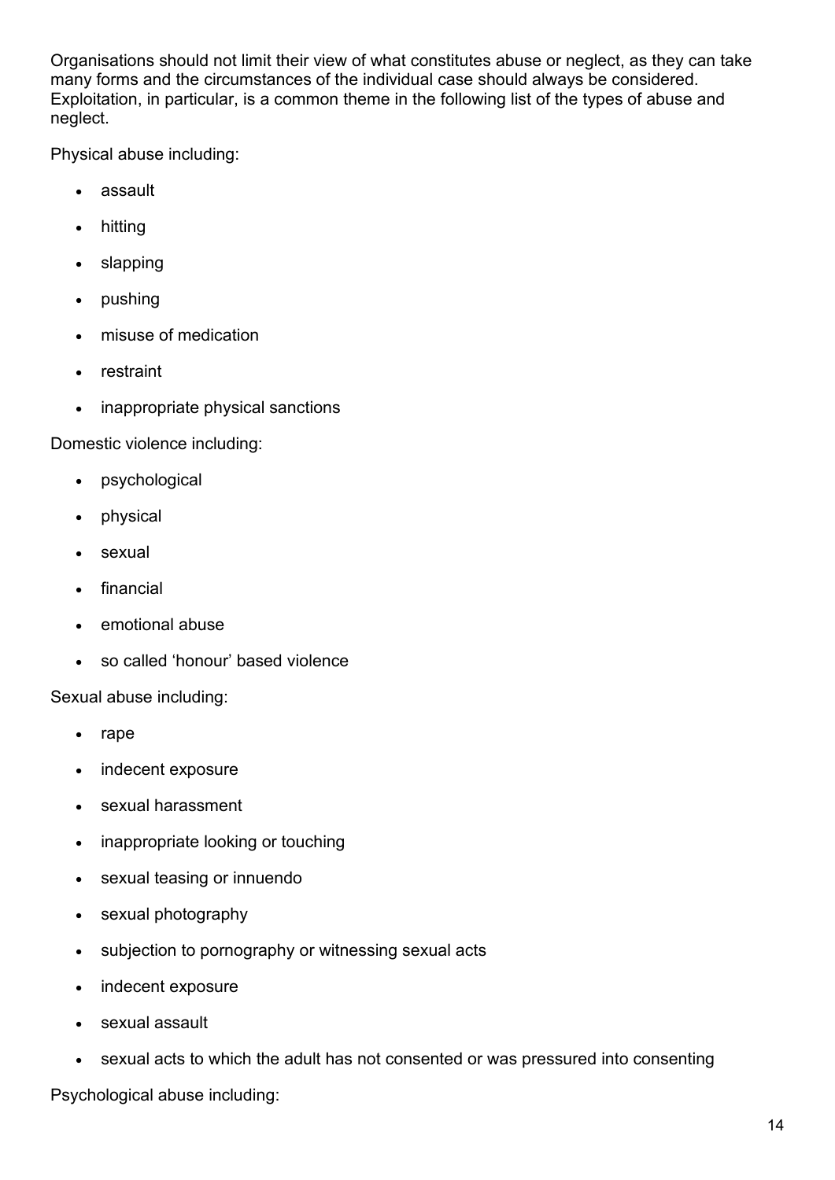Organisations should not limit their view of what constitutes abuse or neglect, as they can take many forms and the circumstances of the individual case should always be considered. Exploitation, in particular, is a common theme in the following list of the types of abuse and neglect.

Physical abuse including:

- assault
- hitting
- slapping
- pushing
- misuse of medication
- restraint
- inappropriate physical sanctions

Domestic violence including:

- psychological
- physical
- sexual
- financial
- emotional abuse
- so called 'honour' based violence

Sexual abuse including:

- rape
- indecent exposure
- sexual harassment
- inappropriate looking or touching
- sexual teasing or innuendo
- sexual photography
- subjection to pornography or witnessing sexual acts
- indecent exposure
- sexual assault
- sexual acts to which the adult has not consented or was pressured into consenting

Psychological abuse including: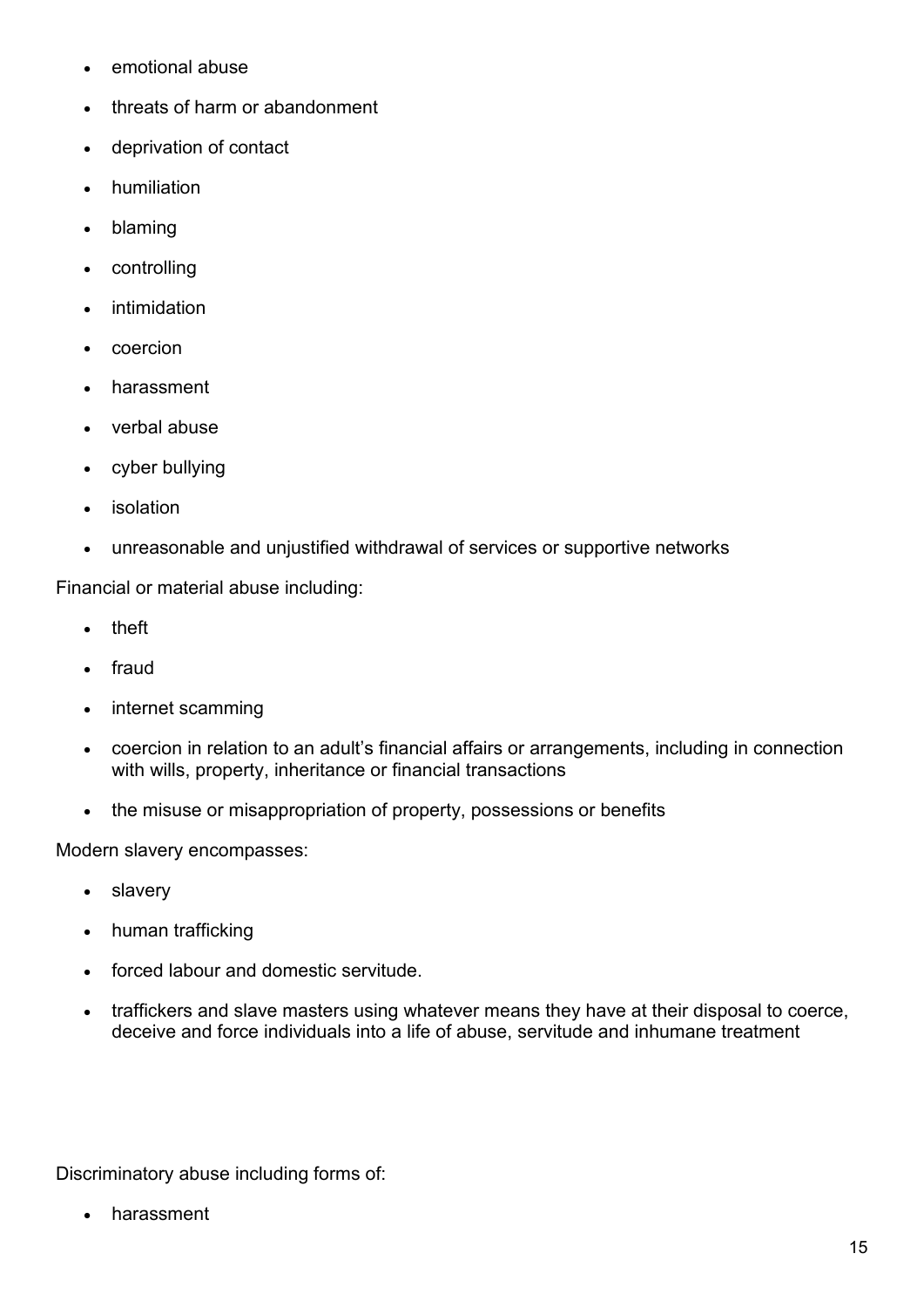- emotional abuse
- threats of harm or abandonment
- deprivation of contact
- humiliation
- blaming
- controlling
- intimidation
- coercion
- harassment
- verbal abuse
- cyber bullying
- isolation
- unreasonable and unjustified withdrawal of services or supportive networks

Financial or material abuse including:

- theft
- fraud
- internet scamming
- coercion in relation to an adult's financial affairs or arrangements, including in connection with wills, property, inheritance or financial transactions
- the misuse or misappropriation of property, possessions or benefits

Modern slavery encompasses:

- slavery
- human trafficking
- forced labour and domestic servitude.
- traffickers and slave masters using whatever means they have at their disposal to coerce, deceive and force individuals into a life of abuse, servitude and inhumane treatment

Discriminatory abuse including forms of:

- harassment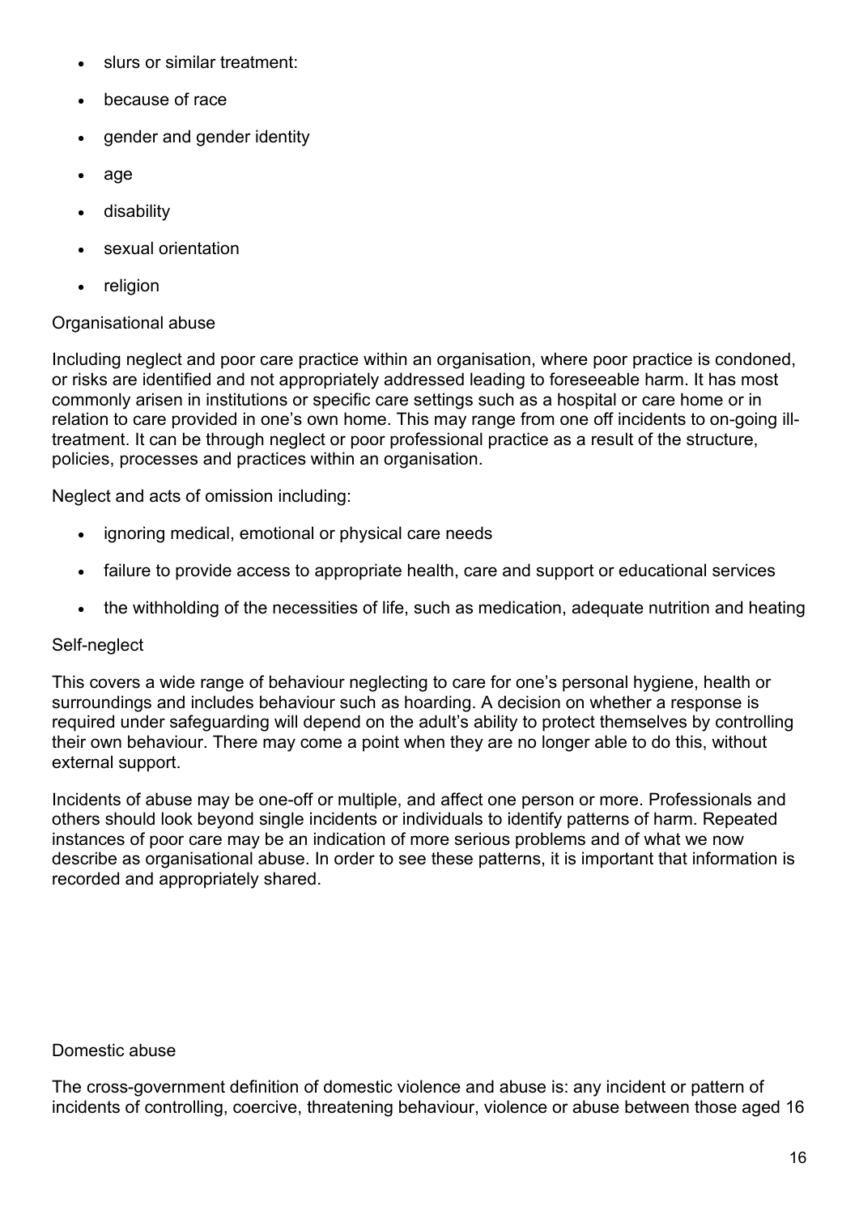- slurs or similar treatment:
- because of race
- gender and gender identity
- age
- disability
- sexual orientation
- religion

Organisational abuse

Including neglect and poor care practice within an organisation, where poor practice is condoned, or risks are identified and not appropriately addressed leading to foreseeable harm. It has most commonly arisen in institutions or specific care settings such as a hospital or care home or in relation to care provided in one's own home. This may range from one off incidents to on-going ill-treatment. It can be through neglect or poor professional practice as a result of the structure, policies, processes and practices within an organisation.

Neglect and acts of omission including:

- ignoring medical, emotional or physical care needs
- failure to provide access to appropriate health, care and support or educational services
- the withholding of the necessities of life, such as medication, adequate nutrition and heating

Self-neglect

This covers a wide range of behaviour neglecting to care for one's personal hygiene, health or surroundings and includes behaviour such as hoarding. A decision on whether a response is required under safeguarding will depend on the adult's ability to protect themselves by controlling their own behaviour. There may come a point when they are no longer able to do this, without external support.

Incidents of abuse may be one-off or multiple, and affect one person or more. Professionals and others should look beyond single incidents or individuals to identify patterns of harm. Repeated instances of poor care may be an indication of more serious problems and of what we now describe as organisational abuse. In order to see these patterns, it is important that information is recorded and appropriately shared.

Domestic abuse

The cross-government definition of domestic violence and abuse is: any incident or pattern of incidents of controlling, coercive, threatening behaviour, violence or abuse between those aged 16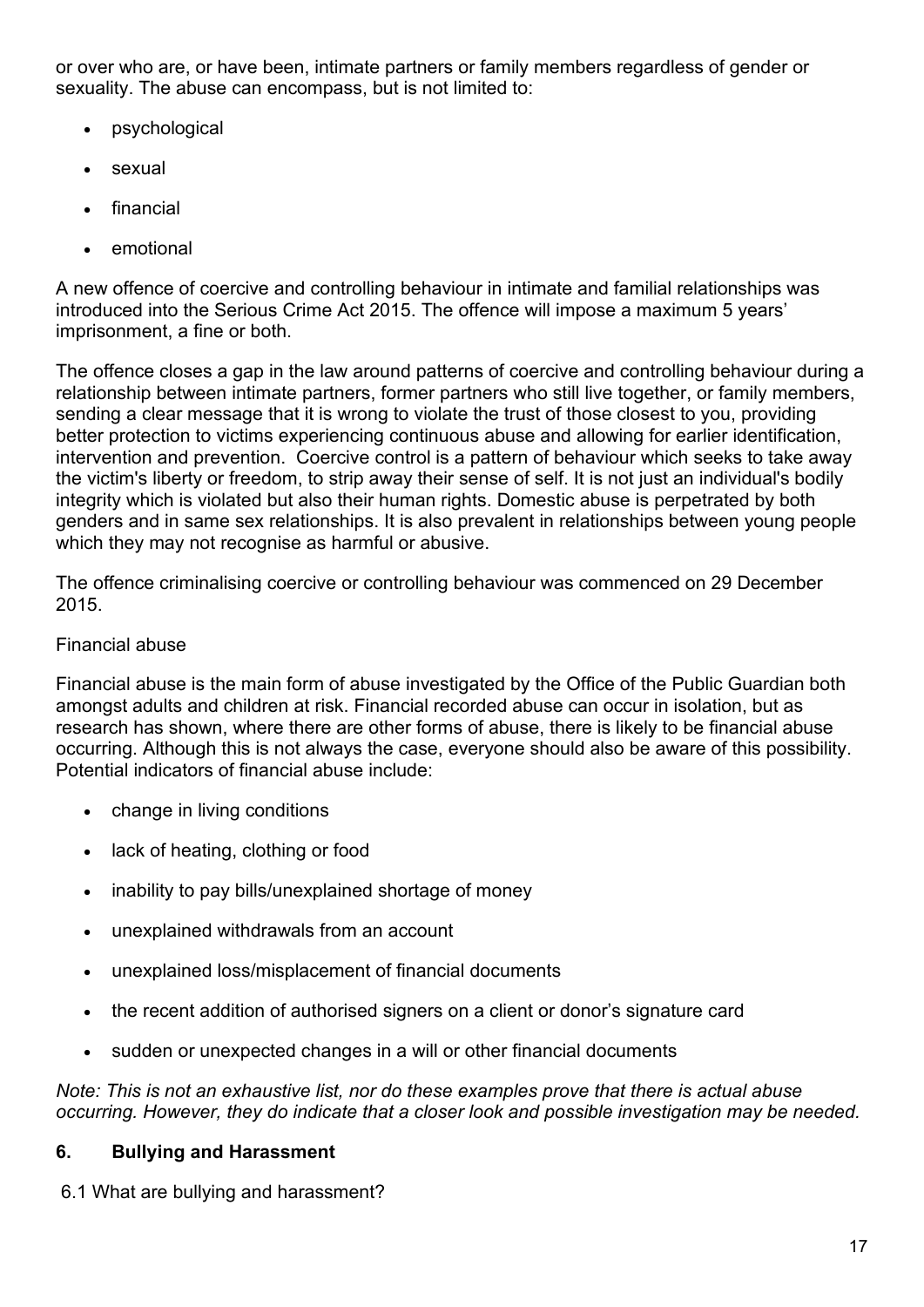or over who are, or have been, intimate partners or family members regardless of gender or sexuality. The abuse can encompass, but is not limited to:

- psychological
- sexual
- financial
- emotional

A new offence of coercive and controlling behaviour in intimate and familial relationships was introduced into the Serious Crime Act 2015. The offence will impose a maximum 5 years' imprisonment, a fine or both.

The offence closes a gap in the law around patterns of coercive and controlling behaviour during a relationship between intimate partners, former partners who still live together, or family members, sending a clear message that it is wrong to violate the trust of those closest to you, providing better protection to victims experiencing continuous abuse and allowing for earlier identification, intervention and prevention. Coercive control is a pattern of behaviour which seeks to take away the victim's liberty or freedom, to strip away their sense of self. It is not just an individual's bodily integrity which is violated but also their human rights. Domestic abuse is perpetrated by both genders and in same sex relationships. It is also prevalent in relationships between young people which they may not recognise as harmful or abusive.

The offence criminalising coercive or controlling behaviour was commenced on 29 December 2015.

Financial abuse

Financial abuse is the main form of abuse investigated by the Office of the Public Guardian both amongst adults and children at risk. Financial recorded abuse can occur in isolation, but as research has shown, where there are other forms of abuse, there is likely to be financial abuse occurring. Although this is not always the case, everyone should also be aware of this possibility. Potential indicators of financial abuse include:

- change in living conditions
- lack of heating, clothing or food
- inability to pay bills/unexplained shortage of money
- unexplained withdrawals from an account
- unexplained loss/misplacement of financial documents
- the recent addition of authorised signers on a client or donor's signature card
- sudden or unexpected changes in a will or other financial documents

*Note: This is not an exhaustive list, nor do these examples prove that there is actual abuse occurring. However, they do indicate that a closer look and possible investigation may be needed.*

## 6. Bullying and Harassment

6.1 What are bullying and harassment?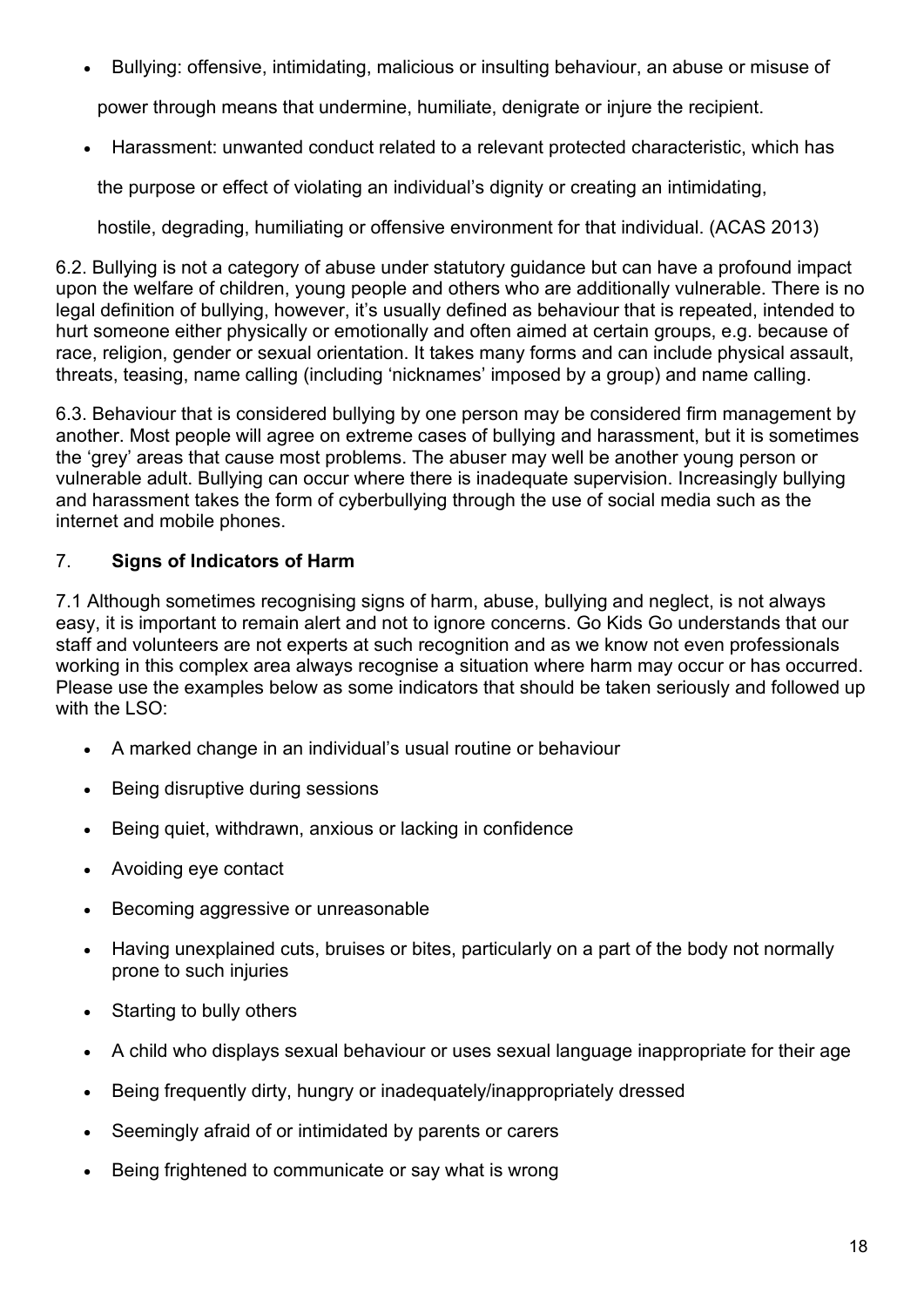- Bullying: offensive, intimidating, malicious or insulting behaviour, an abuse or misuse of power through means that undermine, humiliate, denigrate or injure the recipient.
- Harassment: unwanted conduct related to a relevant protected characteristic, which has the purpose or effect of violating an individual's dignity or creating an intimidating, hostile, degrading, humiliating or offensive environment for that individual. (ACAS 2013)

6.2. Bullying is not a category of abuse under statutory guidance but can have a profound impact upon the welfare of children, young people and others who are additionally vulnerable. There is no legal definition of bullying, however, it's usually defined as behaviour that is repeated, intended to hurt someone either physically or emotionally and often aimed at certain groups, e.g. because of race, religion, gender or sexual orientation. It takes many forms and can include physical assault, threats, teasing, name calling (including 'nicknames' imposed by a group) and name calling.

6.3. Behaviour that is considered bullying by one person may be considered firm management by another. Most people will agree on extreme cases of bullying and harassment, but it is sometimes the 'grey' areas that cause most problems. The abuser may well be another young person or vulnerable adult. Bullying can occur where there is inadequate supervision. Increasingly bullying and harassment takes the form of cyberbullying through the use of social media such as the internet and mobile phones.

## 7. Signs of Indicators of Harm

7.1 Although sometimes recognising signs of harm, abuse, bullying and neglect, is not always easy, it is important to remain alert and not to ignore concerns. Go Kids Go understands that our staff and volunteers are not experts at such recognition and as we know not even professionals working in this complex area always recognise a situation where harm may occur or has occurred. Please use the examples below as some indicators that should be taken seriously and followed up with the LSO:

- A marked change in an individual's usual routine or behaviour
- Being disruptive during sessions
- Being quiet, withdrawn, anxious or lacking in confidence
- Avoiding eye contact
- Becoming aggressive or unreasonable
- Having unexplained cuts, bruises or bites, particularly on a part of the body not normally prone to such injuries
- Starting to bully others
- A child who displays sexual behaviour or uses sexual language inappropriate for their age
- Being frequently dirty, hungry or inadequately/inappropriately dressed
- Seemingly afraid of or intimidated by parents or carers
- Being frightened to communicate or say what is wrong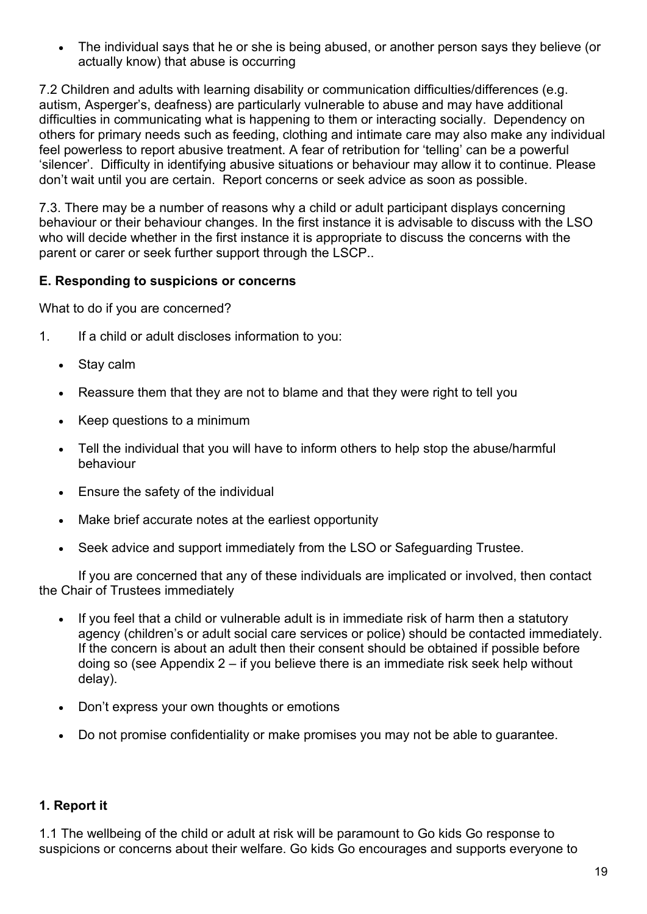- The individual says that he or she is being abused, or another person says they believe (or actually know) that abuse is occurring

7.2 Children and adults with learning disability or communication difficulties/differences (e.g. autism, Asperger's, deafness) are particularly vulnerable to abuse and may have additional difficulties in communicating what is happening to them or interacting socially. Dependency on others for primary needs such as feeding, clothing and intimate care may also make any individual feel powerless to report abusive treatment. A fear of retribution for 'telling' can be a powerful 'silencer'. Difficulty in identifying abusive situations or behaviour may allow it to continue. Please don't wait until you are certain. Report concerns or seek advice as soon as possible.

7.3. There may be a number of reasons why a child or adult participant displays concerning behaviour or their behaviour changes. In the first instance it is advisable to discuss with the LSO who will decide whether in the first instance it is appropriate to discuss the concerns with the parent or carer or seek further support through the LSCP..

**E. Responding to suspicions or concerns**

What to do if you are concerned?

1. If a child or adult discloses information to you:

   - Stay calm
   - Reassure them that they are not to blame and that they were right to tell you
   - Keep questions to a minimum
   - Tell the individual that you will have to inform others to help stop the abuse/harmful behaviour
   - Ensure the safety of the individual
   - Make brief accurate notes at the earliest opportunity
   - Seek advice and support immediately from the LSO or Safeguarding Trustee.

   If you are concerned that any of these individuals are implicated or involved, then contact the Chair of Trustees immediately

   - If you feel that a child or vulnerable adult is in immediate risk of harm then a statutory agency (children's or adult social care services or police) should be contacted immediately. If the concern is about an adult then their consent should be obtained if possible before doing so (see Appendix 2 – if you believe there is an immediate risk seek help without delay).
   - Don't express your own thoughts or emotions
   - Do not promise confidentiality or make promises you may not be able to guarantee.

**1. Report it**

1.1 The wellbeing of the child or adult at risk will be paramount to Go kids Go response to suspicions or concerns about their welfare. Go kids Go encourages and supports everyone to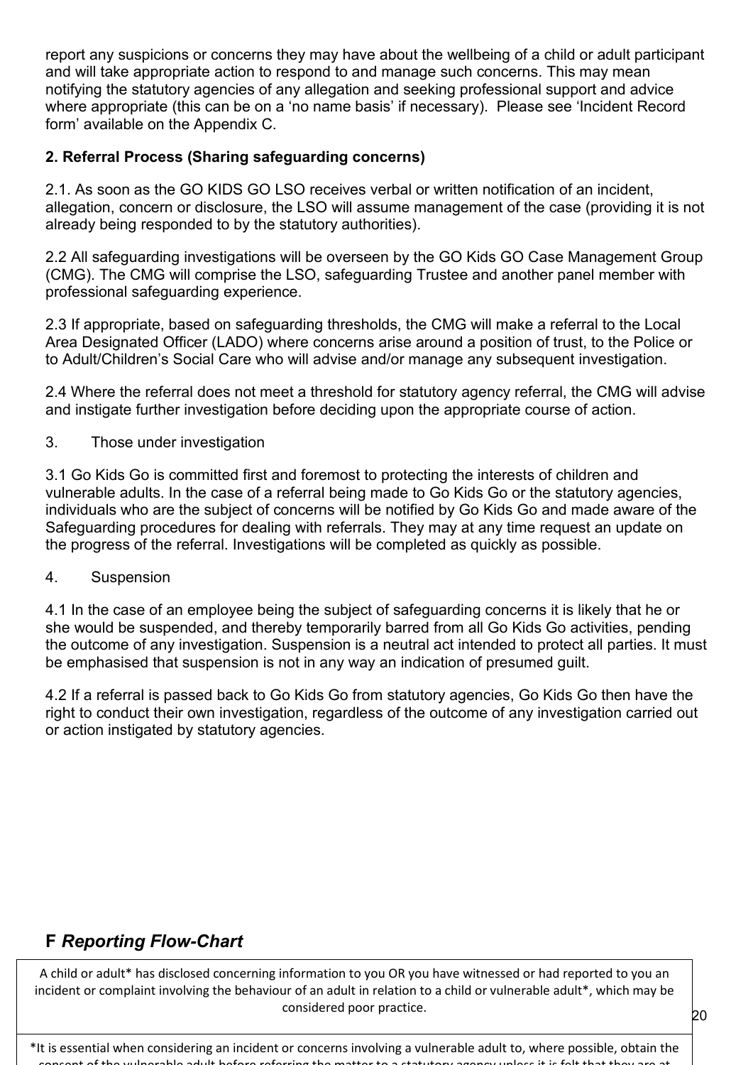report any suspicions or concerns they may have about the wellbeing of a child or adult participant and will take appropriate action to respond to and manage such concerns. This may mean notifying the statutory agencies of any allegation and seeking professional support and advice where appropriate (this can be on a 'no name basis' if necessary). Please see 'Incident Record form' available on the Appendix C.

**2. Referral Process (Sharing safeguarding concerns)**

2.1. As soon as the GO KIDS GO LSO receives verbal or written notification of an incident, allegation, concern or disclosure, the LSO will assume management of the case (providing it is not already being responded to by the statutory authorities).

2.2 All safeguarding investigations will be overseen by the GO Kids GO Case Management Group (CMG). The CMG will comprise the LSO, safeguarding Trustee and another panel member with professional safeguarding experience.

2.3 If appropriate, based on safeguarding thresholds, the CMG will make a referral to the Local Area Designated Officer (LADO) where concerns arise around a position of trust, to the Police or to Adult/Children's Social Care who will advise and/or manage any subsequent investigation.

2.4 Where the referral does not meet a threshold for statutory agency referral, the CMG will advise and instigate further investigation before deciding upon the appropriate course of action.

3. Those under investigation

3.1 Go Kids Go is committed first and foremost to protecting the interests of children and vulnerable adults. In the case of a referral being made to Go Kids Go or the statutory agencies, individuals who are the subject of concerns will be notified by Go Kids Go and made aware of the Safeguarding procedures for dealing with referrals. They may at any time request an update on the progress of the referral. Investigations will be completed as quickly as possible.

4. Suspension

4.1 In the case of an employee being the subject of safeguarding concerns it is likely that he or she would be suspended, and thereby temporarily barred from all Go Kids Go activities, pending the outcome of any investigation. Suspension is a neutral act intended to protect all parties. It must be emphasised that suspension is not in any way an indication of presumed guilt.

4.2 If a referral is passed back to Go Kids Go from statutory agencies, Go Kids Go then have the right to conduct their own investigation, regardless of the outcome of any investigation carried out or action instigated by statutory agencies.

## F *Reporting Flow-Chart*

A child or adult* has disclosed concerning information to you OR you have witnessed or had reported to you an incident or complaint involving the behaviour of an adult in relation to a child or vulnerable adult*, which may be considered poor practice.

*It is essential when considering an incident or concerns involving a vulnerable adult to, where possible, obtain the consent of the vulnerable adult before referring the matter to a statutory agency unless it is felt that they are at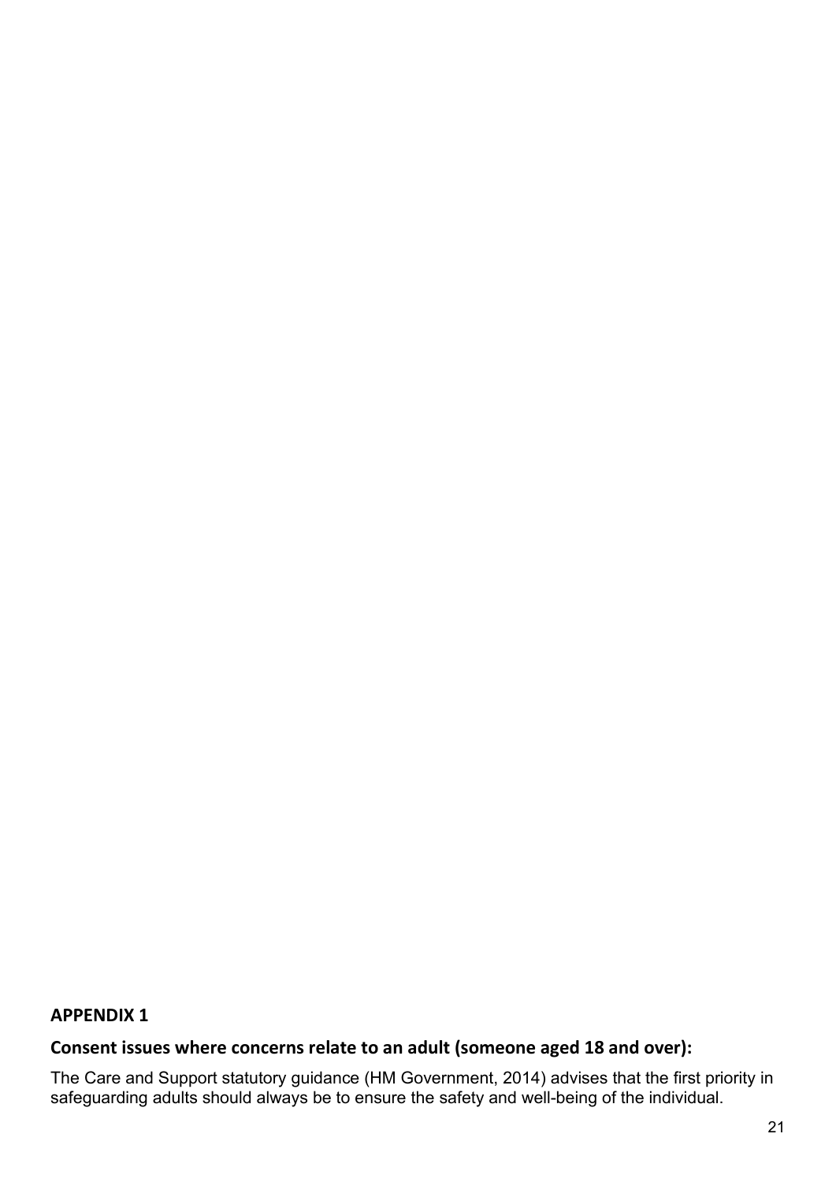## APPENDIX 1

### Consent issues where concerns relate to an adult (someone aged 18 and over):

The Care and Support statutory guidance (HM Government, 2014) advises that the first priority in safeguarding adults should always be to ensure the safety and well-being of the individual.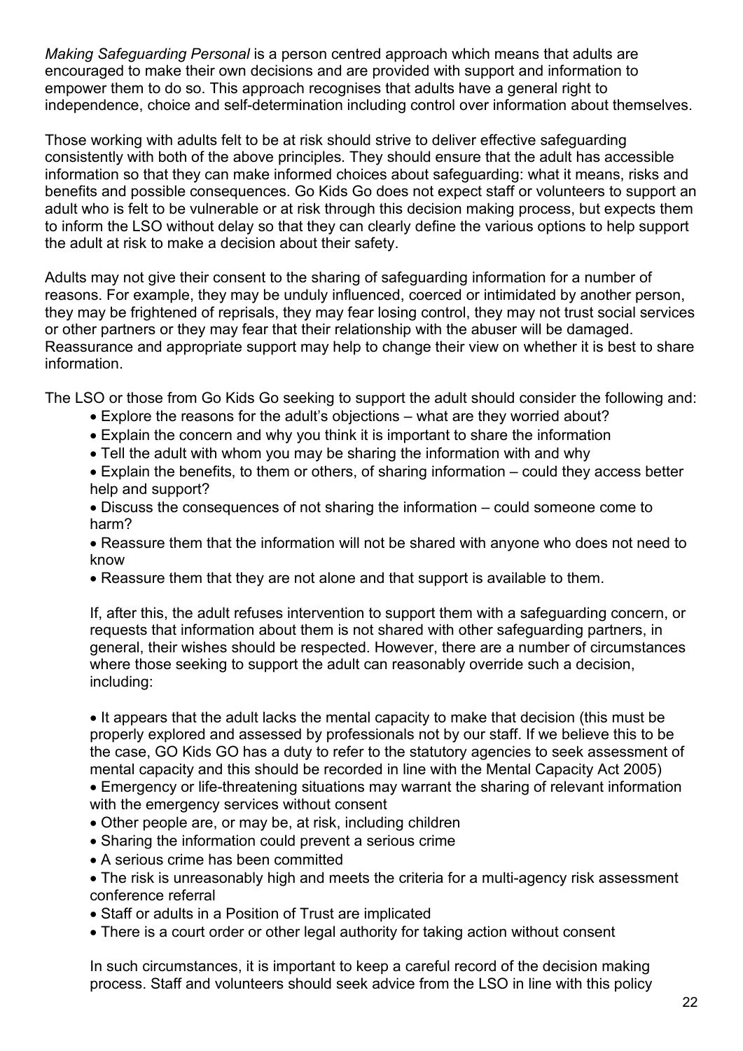*Making Safeguarding Personal* is a person centred approach which means that adults are encouraged to make their own decisions and are provided with support and information to empower them to do so. This approach recognises that adults have a general right to independence, choice and self-determination including control over information about themselves.

Those working with adults felt to be at risk should strive to deliver effective safeguarding consistently with both of the above principles. They should ensure that the adult has accessible information so that they can make informed choices about safeguarding: what it means, risks and benefits and possible consequences. Go Kids Go does not expect staff or volunteers to support an adult who is felt to be vulnerable or at risk through this decision making process, but expects them to inform the LSO without delay so that they can clearly define the various options to help support the adult at risk to make a decision about their safety.

Adults may not give their consent to the sharing of safeguarding information for a number of reasons. For example, they may be unduly influenced, coerced or intimidated by another person, they may be frightened of reprisals, they may fear losing control, they may not trust social services or other partners or they may fear that their relationship with the abuser will be damaged. Reassurance and appropriate support may help to change their view on whether it is best to share information.

The LSO or those from Go Kids Go seeking to support the adult should consider the following and:

- Explore the reasons for the adult's objections – what are they worried about?
- Explain the concern and why you think it is important to share the information
- Tell the adult with whom you may be sharing the information with and why
- Explain the benefits, to them or others, of sharing information – could they access better help and support?
- Discuss the consequences of not sharing the information – could someone come to harm?
- Reassure them that the information will not be shared with anyone who does not need to know
- Reassure them that they are not alone and that support is available to them.

If, after this, the adult refuses intervention to support them with a safeguarding concern, or requests that information about them is not shared with other safeguarding partners, in general, their wishes should be respected. However, there are a number of circumstances where those seeking to support the adult can reasonably override such a decision, including:

- It appears that the adult lacks the mental capacity to make that decision (this must be properly explored and assessed by professionals not by our staff. If we believe this to be the case, GO Kids GO has a duty to refer to the statutory agencies to seek assessment of mental capacity and this should be recorded in line with the Mental Capacity Act 2005)
- Emergency or life-threatening situations may warrant the sharing of relevant information with the emergency services without consent
- Other people are, or may be, at risk, including children
- Sharing the information could prevent a serious crime
- A serious crime has been committed
- The risk is unreasonably high and meets the criteria for a multi-agency risk assessment conference referral
- Staff or adults in a Position of Trust are implicated
- There is a court order or other legal authority for taking action without consent

In such circumstances, it is important to keep a careful record of the decision making process. Staff and volunteers should seek advice from the LSO in line with this policy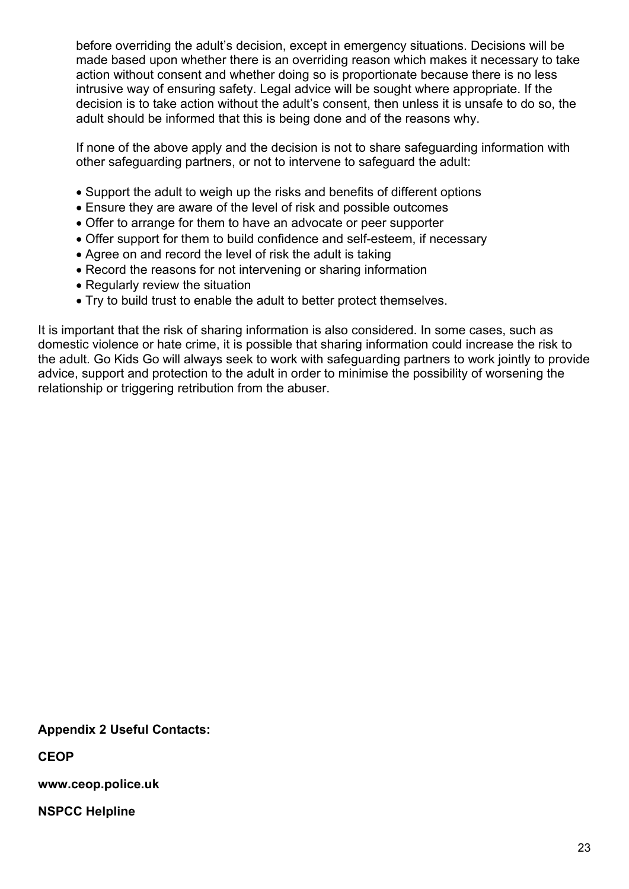before overriding the adult's decision, except in emergency situations. Decisions will be made based upon whether there is an overriding reason which makes it necessary to take action without consent and whether doing so is proportionate because there is no less intrusive way of ensuring safety. Legal advice will be sought where appropriate. If the decision is to take action without the adult's consent, then unless it is unsafe to do so, the adult should be informed that this is being done and of the reasons why.

If none of the above apply and the decision is not to share safeguarding information with other safeguarding partners, or not to intervene to safeguard the adult:

- Support the adult to weigh up the risks and benefits of different options
- Ensure they are aware of the level of risk and possible outcomes
- Offer to arrange for them to have an advocate or peer supporter
- Offer support for them to build confidence and self-esteem, if necessary
- Agree on and record the level of risk the adult is taking
- Record the reasons for not intervening or sharing information
- Regularly review the situation
- Try to build trust to enable the adult to better protect themselves.

It is important that the risk of sharing information is also considered. In some cases, such as domestic violence or hate crime, it is possible that sharing information could increase the risk to the adult. Go Kids Go will always seek to work with safeguarding partners to work jointly to provide advice, support and protection to the adult in order to minimise the possibility of worsening the relationship or triggering retribution from the abuser.

**Appendix 2 Useful Contacts:**

**CEOP**

**www.ceop.police.uk**

**NSPCC Helpline**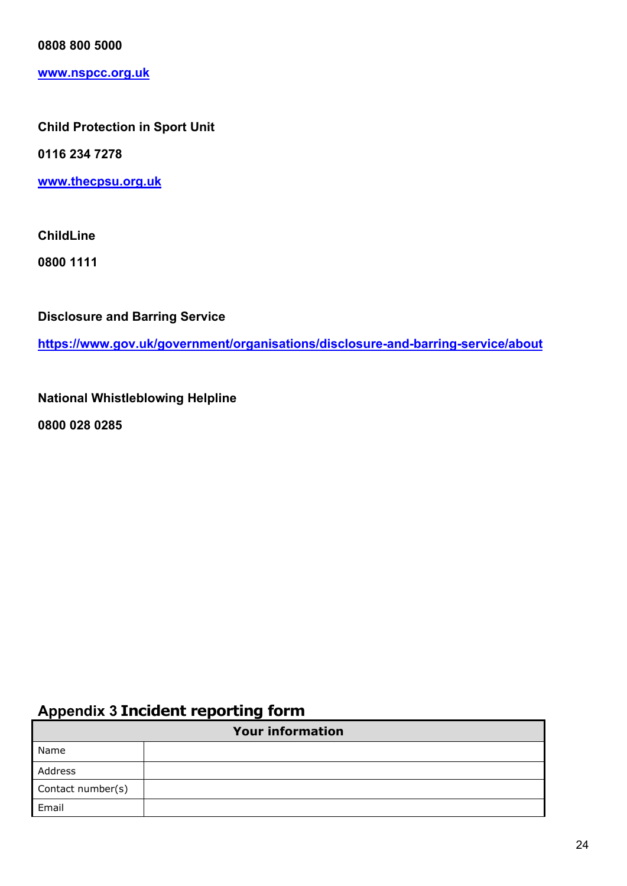**0808 800 5000**

**[www.nspcc.org.uk](http://www.nspcc.org.uk)**

**Child Protection in Sport Unit**

**0116 234 7278**

**[www.thecpsu.org.uk](http://www.thecpsu.org.uk)**

**ChildLine**

**0800 1111**

**Disclosure and Barring Service**

**[https://www.gov.uk/government/organisations/disclosure-and-barring-service/about](https://www.gov.uk/government/organisations/disclosure-and-barring-service/about)**

**National Whistleblowing Helpline**

**0800 028 0285**

## Appendix 3 **Incident reporting form**

| **Your information** | |
|---|---|
| Name | |
| Address | |
| Contact number(s) | |
| Email | |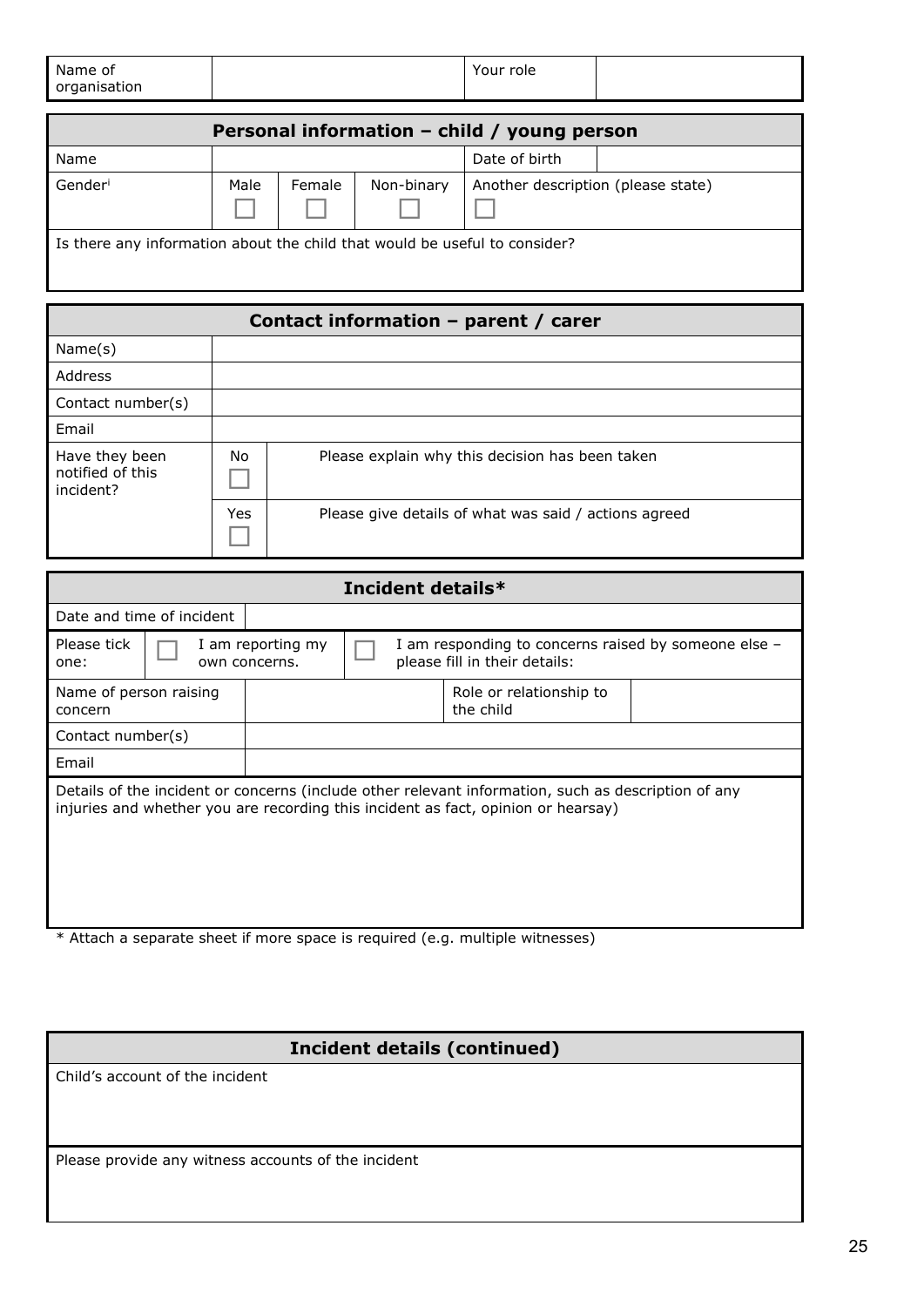| Name of organisation | | Your role | |
|---|---|---|---|

| Personal information – child / young person | | | | | |
|---|---|---|---|---|---|
| Name | | | | Date of birth | |
| Gender[i] | Male ☐ | Female ☐ | Non-binary ☐ | Another description (please state) ☐ | |
| Is there any information about the child that would be useful to consider? | | | | | |

| Contact information – parent / carer | | |
|---|---|---|
| Name(s) | | |
| Address | | |
| Contact number(s) | | |
| Email | | |
| Have they been notified of this incident? | No ☐ | Please explain why this decision has been taken |
| | Yes ☐ | Please give details of what was said / actions agreed |

| Incident details* | | | |
|---|---|---|---|
| Date and time of incident | | | |
| Please tick one: | ☐ I am reporting my own concerns. | ☐ I am responding to concerns raised by someone else – please fill in their details: | |
| Name of person raising concern | | Role or relationship to the child | |
| Contact number(s) | | | |
| Email | | | |
| Details of the incident or concerns (include other relevant information, such as description of any injuries and whether you are recording this incident as fact, opinion or hearsay) | | | |

* Attach a separate sheet if more space is required (e.g. multiple witnesses)

| Incident details (continued) |
|---|
| Child's account of the incident |
| Please provide any witness accounts of the incident |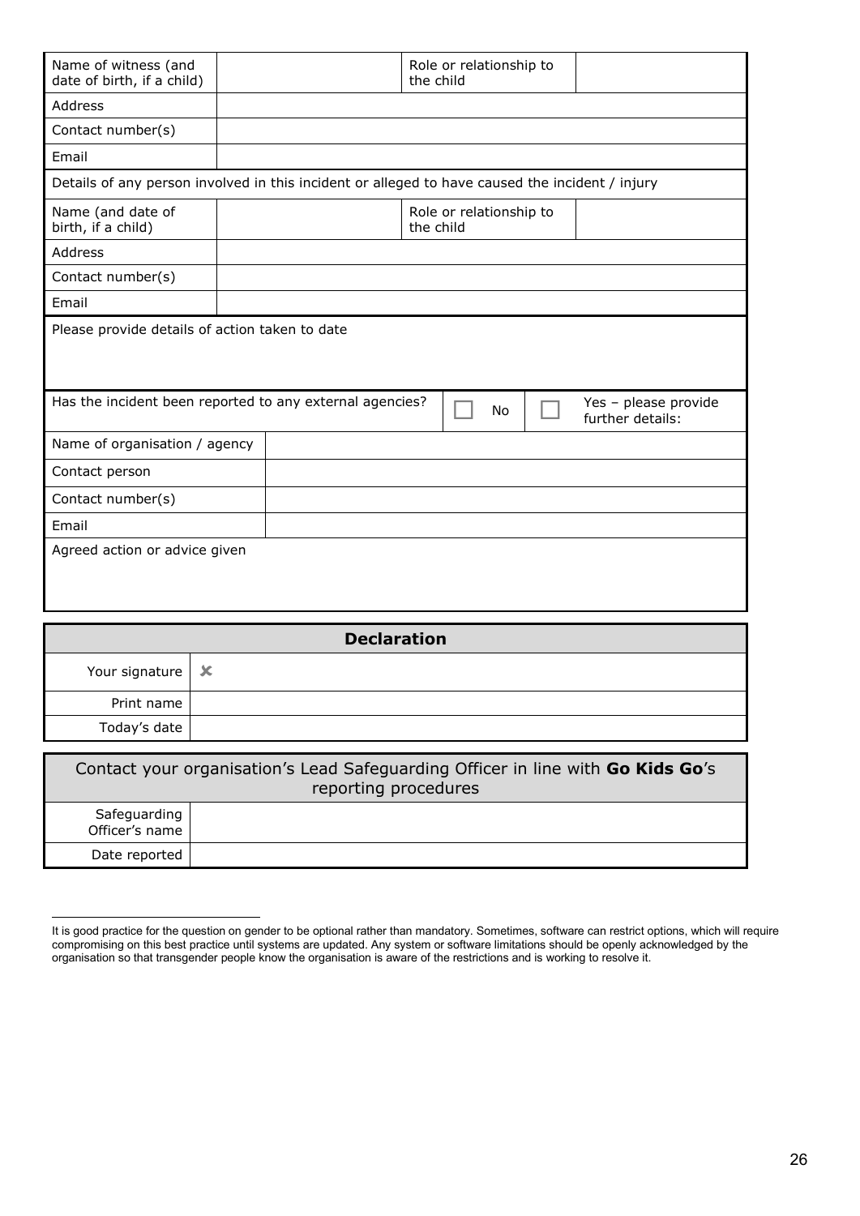| | | | |
|---|---|---|---|
| Name of witness (and date of birth, if a child) | | Role or relationship to the child | |
| Address | | | |
| Contact number(s) | | | |
| Email | | | |
| Details of any person involved in this incident or alleged to have caused the incident / injury | | | |
| Name (and date of birth, if a child) | | Role or relationship to the child | |
| Address | | | |
| Contact number(s) | | | |
| Email | | | |
| Please provide details of action taken to date | | | |

| | | |
|---|---|---|
| Has the incident been reported to any external agencies? | ☐ No | ☐ Yes – please provide further details: |
| Name of organisation / agency | | |
| Contact person | | |
| Contact number(s) | | |
| Email | | |
| Agreed action or advice given | | |

| Declaration | |
|---|---|
| Your signature | ✗ |
| Print name | |
| Today's date | |

| Contact your organisation's Lead Safeguarding Officer in line with **Go Kids Go**'s reporting procedures | |
|---|---|
| Safeguarding Officer's name | |
| Date reported | |

---

It is good practice for the question on gender to be optional rather than mandatory. Sometimes, software can restrict options, which will require compromising on this best practice until systems are updated. Any system or software limitations should be openly acknowledged by the organisation so that transgender people know the organisation is aware of the restrictions and is working to resolve it.